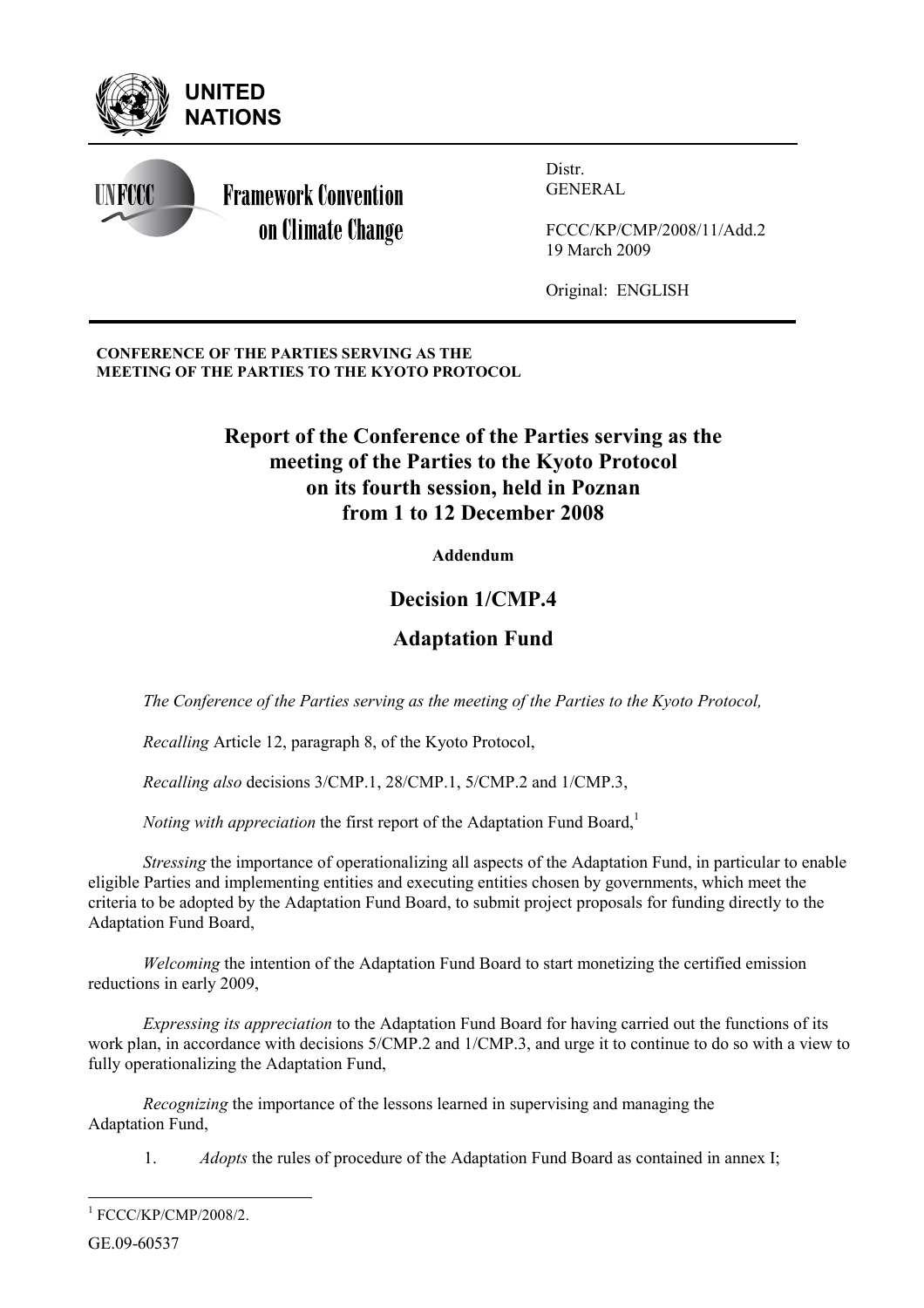UNITED NATIONS

Framework Convention on Climate Change

Distr.
GENERAL

FCCC/KP/CMP/2008/11/Add.2
19 March 2009

Original: ENGLISH

**CONFERENCE OF THE PARTIES SERVING AS THE MEETING OF THE PARTIES TO THE KYOTO PROTOCOL**

# Report of the Conference of the Parties serving as the meeting of the Parties to the Kyoto Protocol on its fourth session, held in Poznan from 1 to 12 December 2008

**Addendum**

## Decision 1/CMP.4

## Adaptation Fund

*The Conference of the Parties serving as the meeting of the Parties to the Kyoto Protocol,*

*Recalling* Article 12, paragraph 8, of the Kyoto Protocol,

*Recalling also* decisions 3/CMP.1, 28/CMP.1, 5/CMP.2 and 1/CMP.3,

*Noting with appreciation* the first report of the Adaptation Fund Board,[1]

*Stressing* the importance of operationalizing all aspects of the Adaptation Fund, in particular to enable eligible Parties and implementing entities and executing entities chosen by governments, which meet the criteria to be adopted by the Adaptation Fund Board, to submit project proposals for funding directly to the Adaptation Fund Board,

*Welcoming* the intention of the Adaptation Fund Board to start monetizing the certified emission reductions in early 2009,

*Expressing its appreciation* to the Adaptation Fund Board for having carried out the functions of its work plan, in accordance with decisions 5/CMP.2 and 1/CMP.3, and urge it to continue to do so with a view to fully operationalizing the Adaptation Fund,

*Recognizing* the importance of the lessons learned in supervising and managing the Adaptation Fund,

1. *Adopts* the rules of procedure of the Adaptation Fund Board as contained in annex I;

[1] FCCC/KP/CMP/2008/2.

GE.09-60537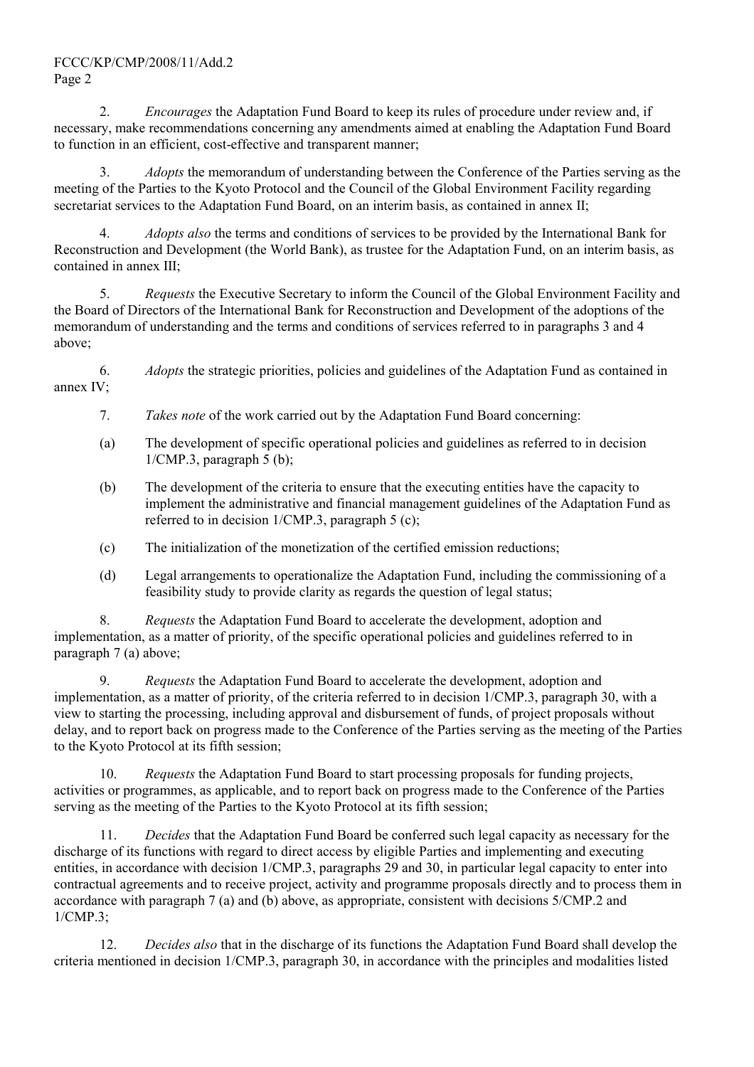2. *Encourages* the Adaptation Fund Board to keep its rules of procedure under review and, if necessary, make recommendations concerning any amendments aimed at enabling the Adaptation Fund Board to function in an efficient, cost-effective and transparent manner;

3. *Adopts* the memorandum of understanding between the Conference of the Parties serving as the meeting of the Parties to the Kyoto Protocol and the Council of the Global Environment Facility regarding secretariat services to the Adaptation Fund Board, on an interim basis, as contained in annex II;

4. *Adopts also* the terms and conditions of services to be provided by the International Bank for Reconstruction and Development (the World Bank), as trustee for the Adaptation Fund, on an interim basis, as contained in annex III;

5. *Requests* the Executive Secretary to inform the Council of the Global Environment Facility and the Board of Directors of the International Bank for Reconstruction and Development of the adoptions of the memorandum of understanding and the terms and conditions of services referred to in paragraphs 3 and 4 above;

6. *Adopts* the strategic priorities, policies and guidelines of the Adaptation Fund as contained in annex IV;

7. *Takes note* of the work carried out by the Adaptation Fund Board concerning:

(a) The development of specific operational policies and guidelines as referred to in decision 1/CMP.3, paragraph 5 (b);

(b) The development of the criteria to ensure that the executing entities have the capacity to implement the administrative and financial management guidelines of the Adaptation Fund as referred to in decision 1/CMP.3, paragraph 5 (c);

(c) The initialization of the monetization of the certified emission reductions;

(d) Legal arrangements to operationalize the Adaptation Fund, including the commissioning of a feasibility study to provide clarity as regards the question of legal status;

8. *Requests* the Adaptation Fund Board to accelerate the development, adoption and implementation, as a matter of priority, of the specific operational policies and guidelines referred to in paragraph 7 (a) above;

9. *Requests* the Adaptation Fund Board to accelerate the development, adoption and implementation, as a matter of priority, of the criteria referred to in decision 1/CMP.3, paragraph 30, with a view to starting the processing, including approval and disbursement of funds, of project proposals without delay, and to report back on progress made to the Conference of the Parties serving as the meeting of the Parties to the Kyoto Protocol at its fifth session;

10. *Requests* the Adaptation Fund Board to start processing proposals for funding projects, activities or programmes, as applicable, and to report back on progress made to the Conference of the Parties serving as the meeting of the Parties to the Kyoto Protocol at its fifth session;

11. *Decides* that the Adaptation Fund Board be conferred such legal capacity as necessary for the discharge of its functions with regard to direct access by eligible Parties and implementing and executing entities, in accordance with decision 1/CMP.3, paragraphs 29 and 30, in particular legal capacity to enter into contractual agreements and to receive project, activity and programme proposals directly and to process them in accordance with paragraph 7 (a) and (b) above, as appropriate, consistent with decisions 5/CMP.2 and 1/CMP.3;

12. *Decides also* that in the discharge of its functions the Adaptation Fund Board shall develop the criteria mentioned in decision 1/CMP.3, paragraph 30, in accordance with the principles and modalities listed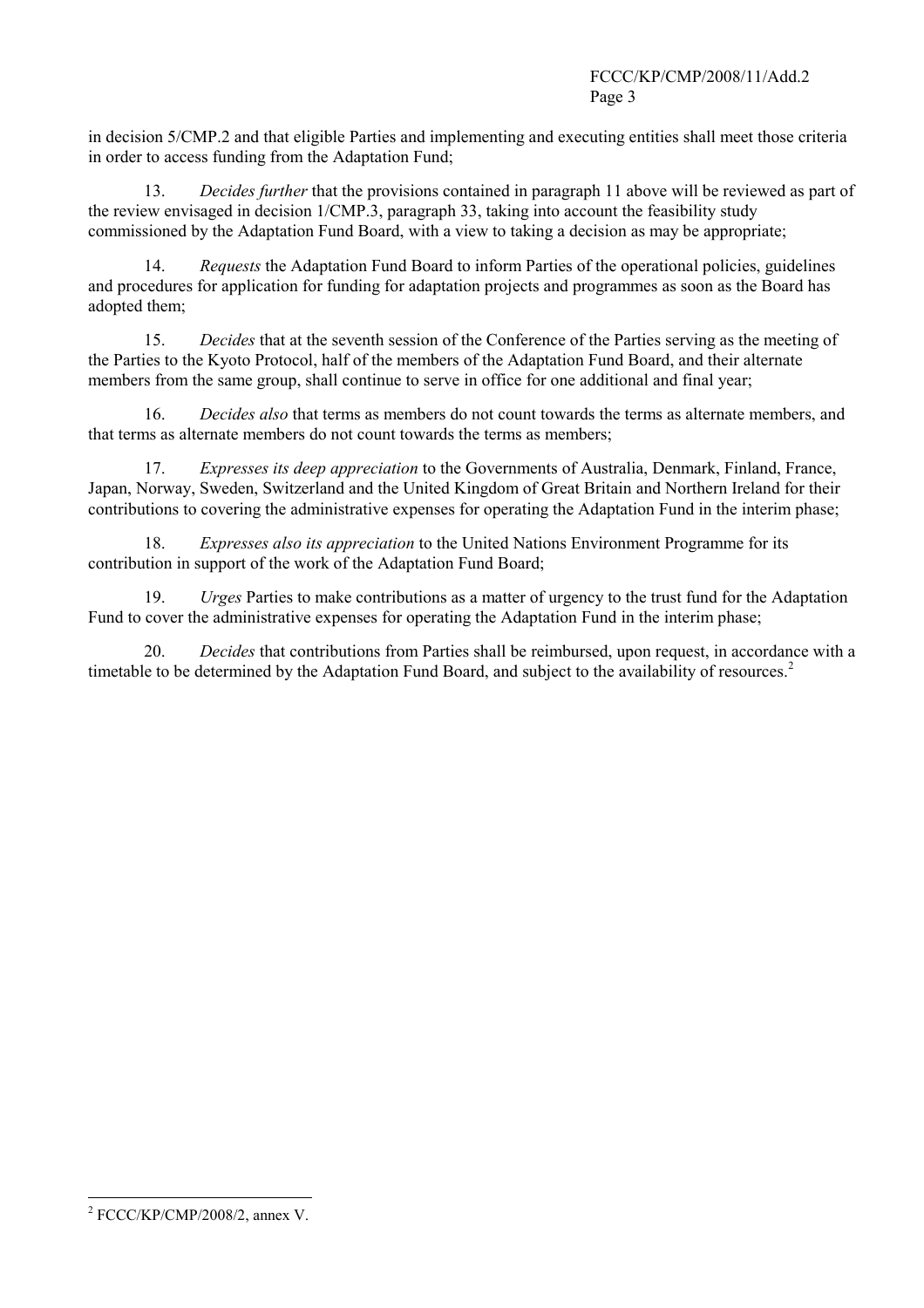in decision 5/CMP.2 and that eligible Parties and implementing and executing entities shall meet those criteria in order to access funding from the Adaptation Fund;

13. *Decides further* that the provisions contained in paragraph 11 above will be reviewed as part of the review envisaged in decision 1/CMP.3, paragraph 33, taking into account the feasibility study commissioned by the Adaptation Fund Board, with a view to taking a decision as may be appropriate;

14. *Requests* the Adaptation Fund Board to inform Parties of the operational policies, guidelines and procedures for application for funding for adaptation projects and programmes as soon as the Board has adopted them;

15. *Decides* that at the seventh session of the Conference of the Parties serving as the meeting of the Parties to the Kyoto Protocol, half of the members of the Adaptation Fund Board, and their alternate members from the same group, shall continue to serve in office for one additional and final year;

16. *Decides also* that terms as members do not count towards the terms as alternate members, and that terms as alternate members do not count towards the terms as members;

17. *Expresses its deep appreciation* to the Governments of Australia, Denmark, Finland, France, Japan, Norway, Sweden, Switzerland and the United Kingdom of Great Britain and Northern Ireland for their contributions to covering the administrative expenses for operating the Adaptation Fund in the interim phase;

18. *Expresses also its appreciation* to the United Nations Environment Programme for its contribution in support of the work of the Adaptation Fund Board;

19. *Urges* Parties to make contributions as a matter of urgency to the trust fund for the Adaptation Fund to cover the administrative expenses for operating the Adaptation Fund in the interim phase;

20. *Decides* that contributions from Parties shall be reimbursed, upon request, in accordance with a timetable to be determined by the Adaptation Fund Board, and subject to the availability of resources.[2]

---

[2] FCCC/KP/CMP/2008/2, annex V.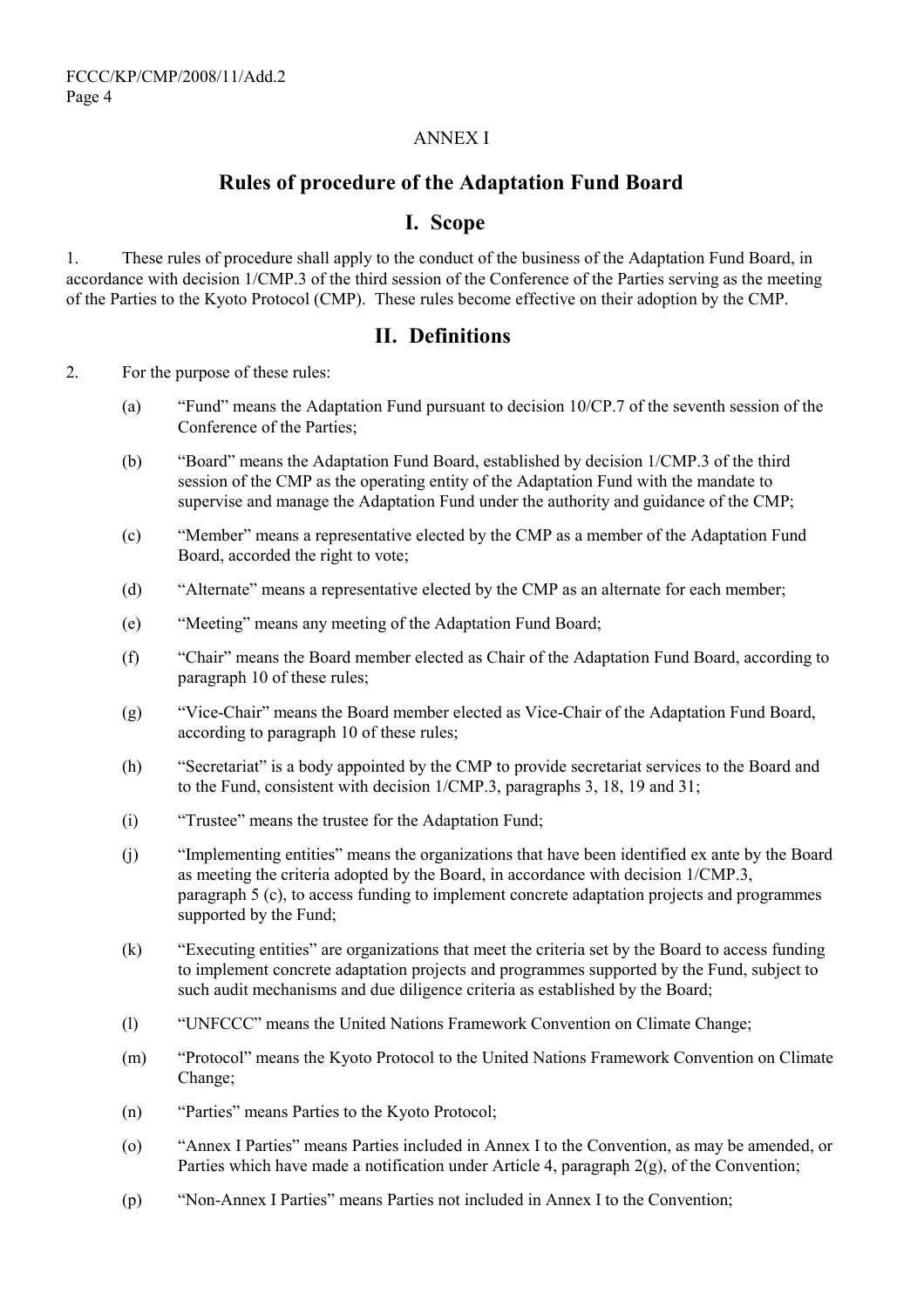ANNEX I

# Rules of procedure of the Adaptation Fund Board

## I. Scope

1. These rules of procedure shall apply to the conduct of the business of the Adaptation Fund Board, in accordance with decision 1/CMP.3 of the third session of the Conference of the Parties serving as the meeting of the Parties to the Kyoto Protocol (CMP). These rules become effective on their adoption by the CMP.

## II. Definitions

2. For the purpose of these rules:

   (a) "Fund" means the Adaptation Fund pursuant to decision 10/CP.7 of the seventh session of the Conference of the Parties;

   (b) "Board" means the Adaptation Fund Board, established by decision 1/CMP.3 of the third session of the CMP as the operating entity of the Adaptation Fund with the mandate to supervise and manage the Adaptation Fund under the authority and guidance of the CMP;

   (c) "Member" means a representative elected by the CMP as a member of the Adaptation Fund Board, accorded the right to vote;

   (d) "Alternate" means a representative elected by the CMP as an alternate for each member;

   (e) "Meeting" means any meeting of the Adaptation Fund Board;

   (f) "Chair" means the Board member elected as Chair of the Adaptation Fund Board, according to paragraph 10 of these rules;

   (g) "Vice-Chair" means the Board member elected as Vice-Chair of the Adaptation Fund Board, according to paragraph 10 of these rules;

   (h) "Secretariat" is a body appointed by the CMP to provide secretariat services to the Board and to the Fund, consistent with decision 1/CMP.3, paragraphs 3, 18, 19 and 31;

   (i) "Trustee" means the trustee for the Adaptation Fund;

   (j) "Implementing entities" means the organizations that have been identified ex ante by the Board as meeting the criteria adopted by the Board, in accordance with decision 1/CMP.3, paragraph 5 (c), to access funding to implement concrete adaptation projects and programmes supported by the Fund;

   (k) "Executing entities" are organizations that meet the criteria set by the Board to access funding to implement concrete adaptation projects and programmes supported by the Fund, subject to such audit mechanisms and due diligence criteria as established by the Board;

   (l) "UNFCCC" means the United Nations Framework Convention on Climate Change;

   (m) "Protocol" means the Kyoto Protocol to the United Nations Framework Convention on Climate Change;

   (n) "Parties" means Parties to the Kyoto Protocol;

   (o) "Annex I Parties" means Parties included in Annex I to the Convention, as may be amended, or Parties which have made a notification under Article 4, paragraph 2(g), of the Convention;

   (p) "Non-Annex I Parties" means Parties not included in Annex I to the Convention;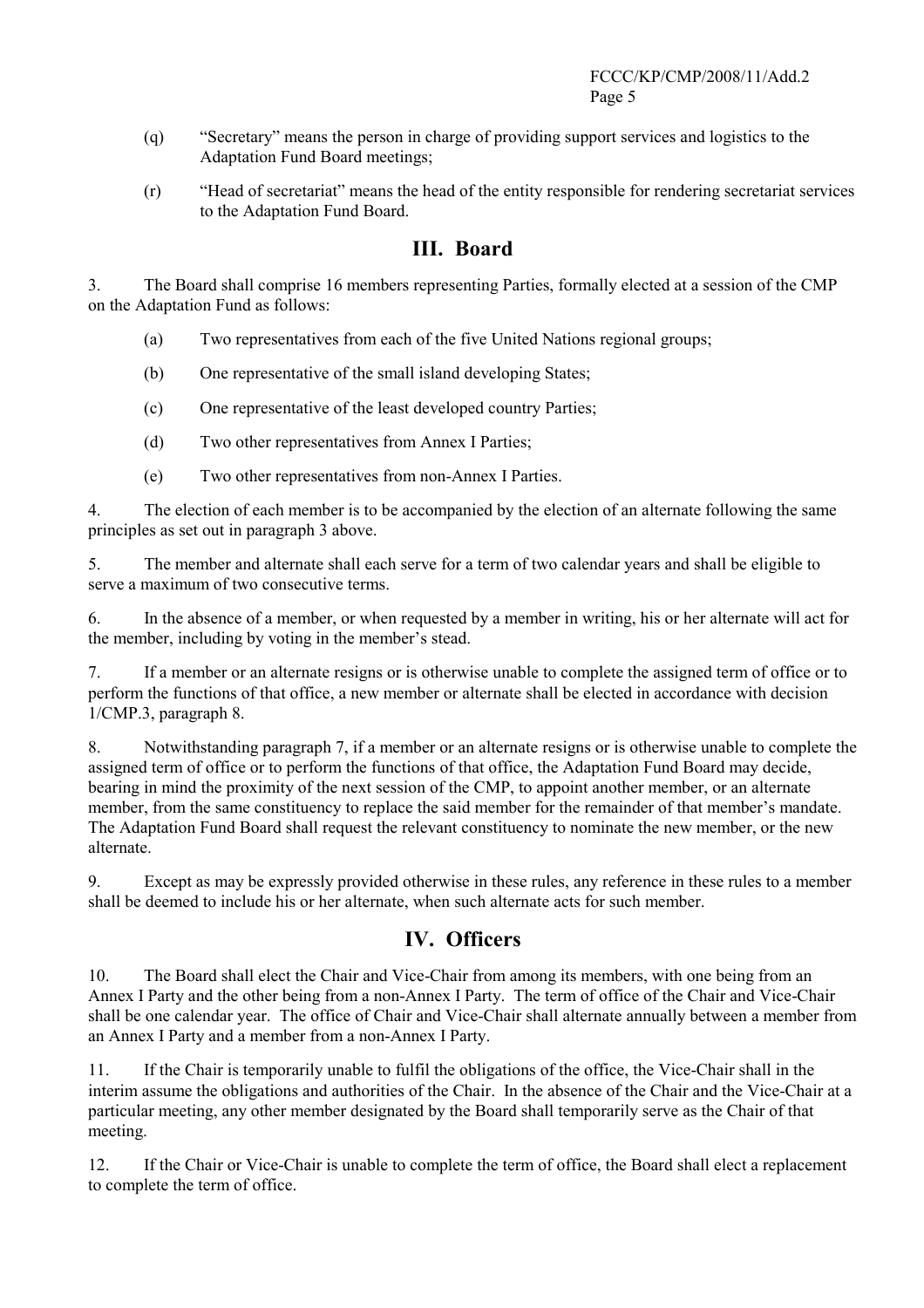(q) "Secretary" means the person in charge of providing support services and logistics to the Adaptation Fund Board meetings;

(r) "Head of secretariat" means the head of the entity responsible for rendering secretariat services to the Adaptation Fund Board.

## III. Board

3. The Board shall comprise 16 members representing Parties, formally elected at a session of the CMP on the Adaptation Fund as follows:

(a) Two representatives from each of the five United Nations regional groups;

(b) One representative of the small island developing States;

(c) One representative of the least developed country Parties;

(d) Two other representatives from Annex I Parties;

(e) Two other representatives from non-Annex I Parties.

4. The election of each member is to be accompanied by the election of an alternate following the same principles as set out in paragraph 3 above.

5. The member and alternate shall each serve for a term of two calendar years and shall be eligible to serve a maximum of two consecutive terms.

6. In the absence of a member, or when requested by a member in writing, his or her alternate will act for the member, including by voting in the member's stead.

7. If a member or an alternate resigns or is otherwise unable to complete the assigned term of office or to perform the functions of that office, a new member or alternate shall be elected in accordance with decision 1/CMP.3, paragraph 8.

8. Notwithstanding paragraph 7, if a member or an alternate resigns or is otherwise unable to complete the assigned term of office or to perform the functions of that office, the Adaptation Fund Board may decide, bearing in mind the proximity of the next session of the CMP, to appoint another member, or an alternate member, from the same constituency to replace the said member for the remainder of that member's mandate. The Adaptation Fund Board shall request the relevant constituency to nominate the new member, or the new alternate.

9. Except as may be expressly provided otherwise in these rules, any reference in these rules to a member shall be deemed to include his or her alternate, when such alternate acts for such member.

## IV. Officers

10. The Board shall elect the Chair and Vice-Chair from among its members, with one being from an Annex I Party and the other being from a non-Annex I Party. The term of office of the Chair and Vice-Chair shall be one calendar year. The office of Chair and Vice-Chair shall alternate annually between a member from an Annex I Party and a member from a non-Annex I Party.

11. If the Chair is temporarily unable to fulfil the obligations of the office, the Vice-Chair shall in the interim assume the obligations and authorities of the Chair. In the absence of the Chair and the Vice-Chair at a particular meeting, any other member designated by the Board shall temporarily serve as the Chair of that meeting.

12. If the Chair or Vice-Chair is unable to complete the term of office, the Board shall elect a replacement to complete the term of office.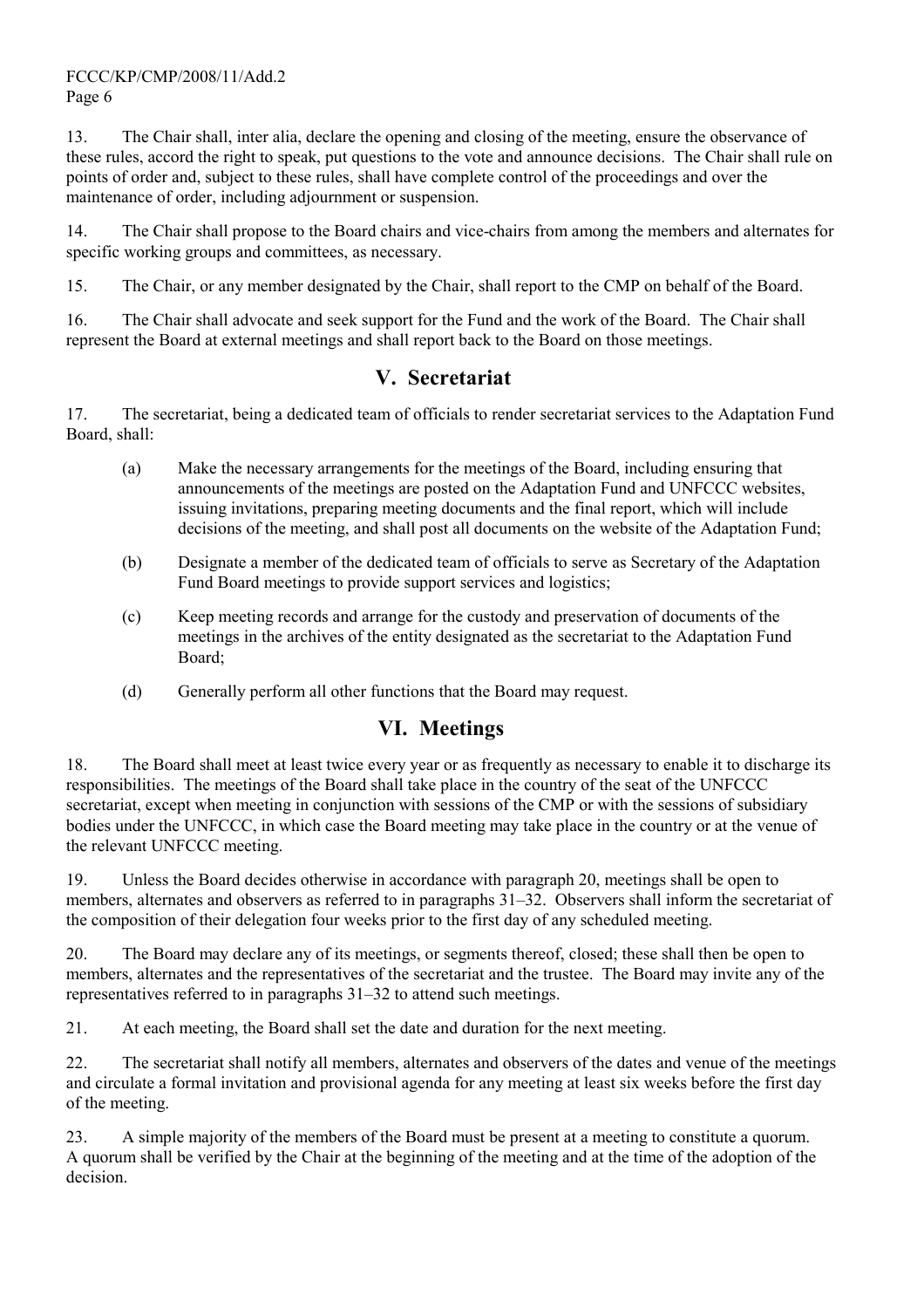13. The Chair shall, inter alia, declare the opening and closing of the meeting, ensure the observance of these rules, accord the right to speak, put questions to the vote and announce decisions. The Chair shall rule on points of order and, subject to these rules, shall have complete control of the proceedings and over the maintenance of order, including adjournment or suspension.

14. The Chair shall propose to the Board chairs and vice-chairs from among the members and alternates for specific working groups and committees, as necessary.

15. The Chair, or any member designated by the Chair, shall report to the CMP on behalf of the Board.

16. The Chair shall advocate and seek support for the Fund and the work of the Board. The Chair shall represent the Board at external meetings and shall report back to the Board on those meetings.

## V. Secretariat

17. The secretariat, being a dedicated team of officials to render secretariat services to the Adaptation Fund Board, shall:

(a) Make the necessary arrangements for the meetings of the Board, including ensuring that announcements of the meetings are posted on the Adaptation Fund and UNFCCC websites, issuing invitations, preparing meeting documents and the final report, which will include decisions of the meeting, and shall post all documents on the website of the Adaptation Fund;

(b) Designate a member of the dedicated team of officials to serve as Secretary of the Adaptation Fund Board meetings to provide support services and logistics;

(c) Keep meeting records and arrange for the custody and preservation of documents of the meetings in the archives of the entity designated as the secretariat to the Adaptation Fund Board;

(d) Generally perform all other functions that the Board may request.

## VI. Meetings

18. The Board shall meet at least twice every year or as frequently as necessary to enable it to discharge its responsibilities. The meetings of the Board shall take place in the country of the seat of the UNFCCC secretariat, except when meeting in conjunction with sessions of the CMP or with the sessions of subsidiary bodies under the UNFCCC, in which case the Board meeting may take place in the country or at the venue of the relevant UNFCCC meeting.

19. Unless the Board decides otherwise in accordance with paragraph 20, meetings shall be open to members, alternates and observers as referred to in paragraphs 31–32. Observers shall inform the secretariat of the composition of their delegation four weeks prior to the first day of any scheduled meeting.

20. The Board may declare any of its meetings, or segments thereof, closed; these shall then be open to members, alternates and the representatives of the secretariat and the trustee. The Board may invite any of the representatives referred to in paragraphs 31–32 to attend such meetings.

21. At each meeting, the Board shall set the date and duration for the next meeting.

22. The secretariat shall notify all members, alternates and observers of the dates and venue of the meetings and circulate a formal invitation and provisional agenda for any meeting at least six weeks before the first day of the meeting.

23. A simple majority of the members of the Board must be present at a meeting to constitute a quorum. A quorum shall be verified by the Chair at the beginning of the meeting and at the time of the adoption of the decision.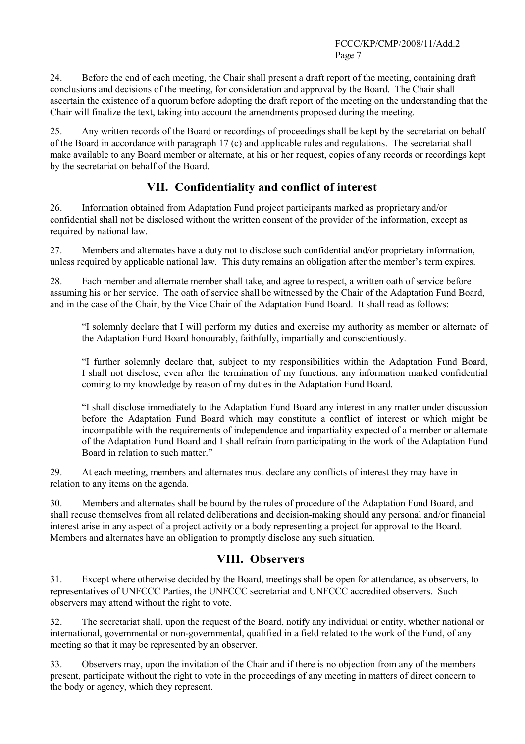24. Before the end of each meeting, the Chair shall present a draft report of the meeting, containing draft conclusions and decisions of the meeting, for consideration and approval by the Board. The Chair shall ascertain the existence of a quorum before adopting the draft report of the meeting on the understanding that the Chair will finalize the text, taking into account the amendments proposed during the meeting.

25. Any written records of the Board or recordings of proceedings shall be kept by the secretariat on behalf of the Board in accordance with paragraph 17 (c) and applicable rules and regulations. The secretariat shall make available to any Board member or alternate, at his or her request, copies of any records or recordings kept by the secretariat on behalf of the Board.

## VII. Confidentiality and conflict of interest

26. Information obtained from Adaptation Fund project participants marked as proprietary and/or confidential shall not be disclosed without the written consent of the provider of the information, except as required by national law.

27. Members and alternates have a duty not to disclose such confidential and/or proprietary information, unless required by applicable national law. This duty remains an obligation after the member's term expires.

28. Each member and alternate member shall take, and agree to respect, a written oath of service before assuming his or her service. The oath of service shall be witnessed by the Chair of the Adaptation Fund Board, and in the case of the Chair, by the Vice Chair of the Adaptation Fund Board. It shall read as follows:

> "I solemnly declare that I will perform my duties and exercise my authority as member or alternate of the Adaptation Fund Board honourably, faithfully, impartially and conscientiously.
>
> "I further solemnly declare that, subject to my responsibilities within the Adaptation Fund Board, I shall not disclose, even after the termination of my functions, any information marked confidential coming to my knowledge by reason of my duties in the Adaptation Fund Board.
>
> "I shall disclose immediately to the Adaptation Fund Board any interest in any matter under discussion before the Adaptation Fund Board which may constitute a conflict of interest or which might be incompatible with the requirements of independence and impartiality expected of a member or alternate of the Adaptation Fund Board and I shall refrain from participating in the work of the Adaptation Fund Board in relation to such matter."

29. At each meeting, members and alternates must declare any conflicts of interest they may have in relation to any items on the agenda.

30. Members and alternates shall be bound by the rules of procedure of the Adaptation Fund Board, and shall recuse themselves from all related deliberations and decision-making should any personal and/or financial interest arise in any aspect of a project activity or a body representing a project for approval to the Board. Members and alternates have an obligation to promptly disclose any such situation.

## VIII. Observers

31. Except where otherwise decided by the Board, meetings shall be open for attendance, as observers, to representatives of UNFCCC Parties, the UNFCCC secretariat and UNFCCC accredited observers. Such observers may attend without the right to vote.

32. The secretariat shall, upon the request of the Board, notify any individual or entity, whether national or international, governmental or non-governmental, qualified in a field related to the work of the Fund, of any meeting so that it may be represented by an observer.

33. Observers may, upon the invitation of the Chair and if there is no objection from any of the members present, participate without the right to vote in the proceedings of any meeting in matters of direct concern to the body or agency, which they represent.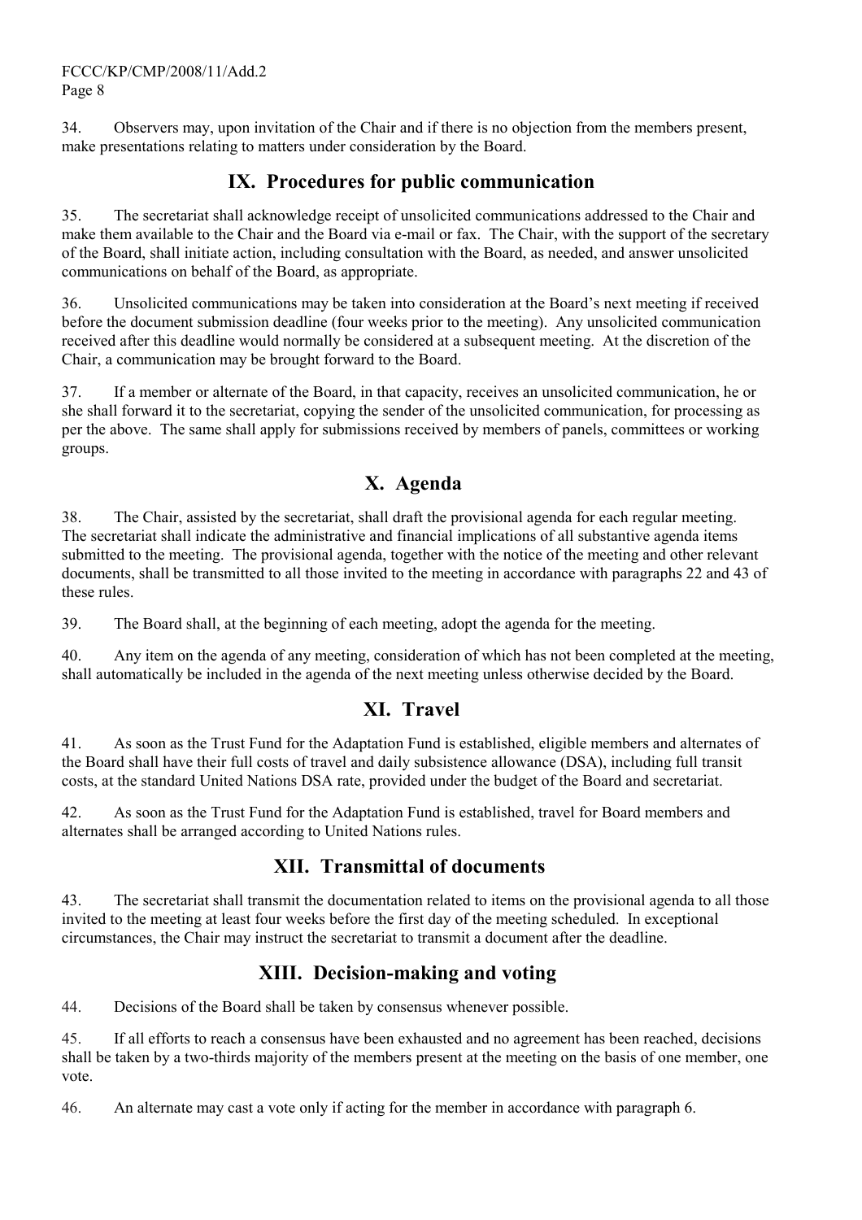34. Observers may, upon invitation of the Chair and if there is no objection from the members present, make presentations relating to matters under consideration by the Board.

## IX. Procedures for public communication

35. The secretariat shall acknowledge receipt of unsolicited communications addressed to the Chair and make them available to the Chair and the Board via e-mail or fax. The Chair, with the support of the secretary of the Board, shall initiate action, including consultation with the Board, as needed, and answer unsolicited communications on behalf of the Board, as appropriate.

36. Unsolicited communications may be taken into consideration at the Board's next meeting if received before the document submission deadline (four weeks prior to the meeting). Any unsolicited communication received after this deadline would normally be considered at a subsequent meeting. At the discretion of the Chair, a communication may be brought forward to the Board.

37. If a member or alternate of the Board, in that capacity, receives an unsolicited communication, he or she shall forward it to the secretariat, copying the sender of the unsolicited communication, for processing as per the above. The same shall apply for submissions received by members of panels, committees or working groups.

## X. Agenda

38. The Chair, assisted by the secretariat, shall draft the provisional agenda for each regular meeting. The secretariat shall indicate the administrative and financial implications of all substantive agenda items submitted to the meeting. The provisional agenda, together with the notice of the meeting and other relevant documents, shall be transmitted to all those invited to the meeting in accordance with paragraphs 22 and 43 of these rules.

39. The Board shall, at the beginning of each meeting, adopt the agenda for the meeting.

40. Any item on the agenda of any meeting, consideration of which has not been completed at the meeting, shall automatically be included in the agenda of the next meeting unless otherwise decided by the Board.

## XI. Travel

41. As soon as the Trust Fund for the Adaptation Fund is established, eligible members and alternates of the Board shall have their full costs of travel and daily subsistence allowance (DSA), including full transit costs, at the standard United Nations DSA rate, provided under the budget of the Board and secretariat.

42. As soon as the Trust Fund for the Adaptation Fund is established, travel for Board members and alternates shall be arranged according to United Nations rules.

## XII. Transmittal of documents

43. The secretariat shall transmit the documentation related to items on the provisional agenda to all those invited to the meeting at least four weeks before the first day of the meeting scheduled. In exceptional circumstances, the Chair may instruct the secretariat to transmit a document after the deadline.

## XIII. Decision-making and voting

44. Decisions of the Board shall be taken by consensus whenever possible.

45. If all efforts to reach a consensus have been exhausted and no agreement has been reached, decisions shall be taken by a two-thirds majority of the members present at the meeting on the basis of one member, one vote.

46. An alternate may cast a vote only if acting for the member in accordance with paragraph 6.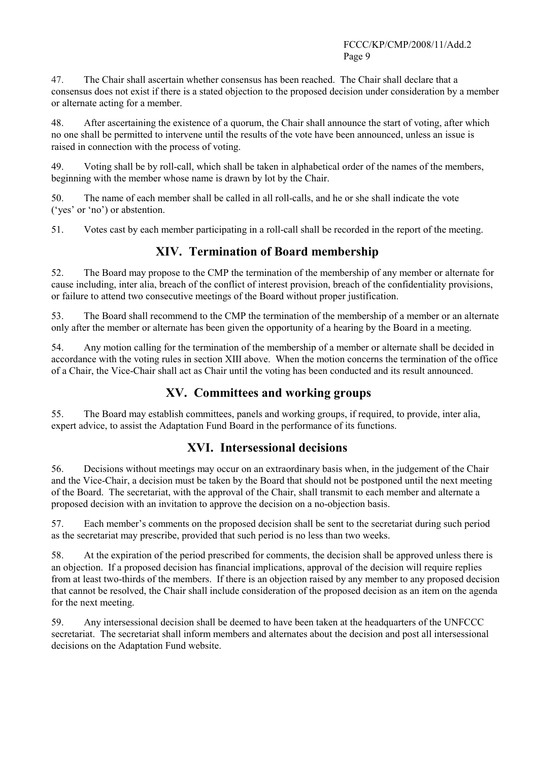47. The Chair shall ascertain whether consensus has been reached. The Chair shall declare that a consensus does not exist if there is a stated objection to the proposed decision under consideration by a member or alternate acting for a member.

48. After ascertaining the existence of a quorum, the Chair shall announce the start of voting, after which no one shall be permitted to intervene until the results of the vote have been announced, unless an issue is raised in connection with the process of voting.

49. Voting shall be by roll-call, which shall be taken in alphabetical order of the names of the members, beginning with the member whose name is drawn by lot by the Chair.

50. The name of each member shall be called in all roll-calls, and he or she shall indicate the vote ('yes' or 'no') or abstention.

51. Votes cast by each member participating in a roll-call shall be recorded in the report of the meeting.

## XIV. Termination of Board membership

52. The Board may propose to the CMP the termination of the membership of any member or alternate for cause including, inter alia, breach of the conflict of interest provision, breach of the confidentiality provisions, or failure to attend two consecutive meetings of the Board without proper justification.

53. The Board shall recommend to the CMP the termination of the membership of a member or an alternate only after the member or alternate has been given the opportunity of a hearing by the Board in a meeting.

54. Any motion calling for the termination of the membership of a member or alternate shall be decided in accordance with the voting rules in section XIII above. When the motion concerns the termination of the office of a Chair, the Vice-Chair shall act as Chair until the voting has been conducted and its result announced.

## XV. Committees and working groups

55. The Board may establish committees, panels and working groups, if required, to provide, inter alia, expert advice, to assist the Adaptation Fund Board in the performance of its functions.

## XVI. Intersessional decisions

56. Decisions without meetings may occur on an extraordinary basis when, in the judgement of the Chair and the Vice-Chair, a decision must be taken by the Board that should not be postponed until the next meeting of the Board. The secretariat, with the approval of the Chair, shall transmit to each member and alternate a proposed decision with an invitation to approve the decision on a no-objection basis.

57. Each member's comments on the proposed decision shall be sent to the secretariat during such period as the secretariat may prescribe, provided that such period is no less than two weeks.

58. At the expiration of the period prescribed for comments, the decision shall be approved unless there is an objection. If a proposed decision has financial implications, approval of the decision will require replies from at least two-thirds of the members. If there is an objection raised by any member to any proposed decision that cannot be resolved, the Chair shall include consideration of the proposed decision as an item on the agenda for the next meeting.

59. Any intersessional decision shall be deemed to have been taken at the headquarters of the UNFCCC secretariat. The secretariat shall inform members and alternates about the decision and post all intersessional decisions on the Adaptation Fund website.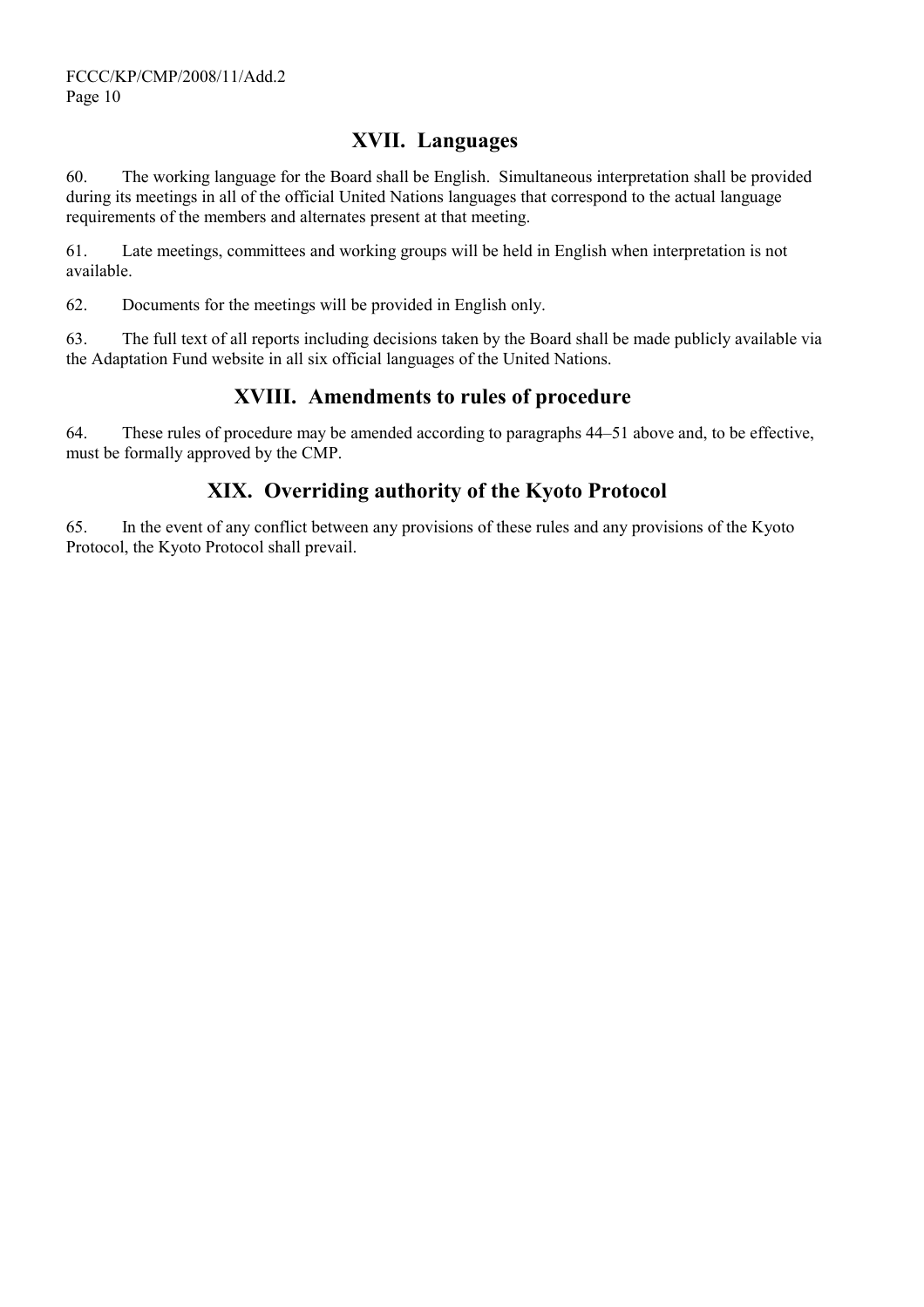## XVII. Languages

60. The working language for the Board shall be English. Simultaneous interpretation shall be provided during its meetings in all of the official United Nations languages that correspond to the actual language requirements of the members and alternates present at that meeting.

61. Late meetings, committees and working groups will be held in English when interpretation is not available.

62. Documents for the meetings will be provided in English only.

63. The full text of all reports including decisions taken by the Board shall be made publicly available via the Adaptation Fund website in all six official languages of the United Nations.

## XVIII. Amendments to rules of procedure

64. These rules of procedure may be amended according to paragraphs 44–51 above and, to be effective, must be formally approved by the CMP.

## XIX. Overriding authority of the Kyoto Protocol

65. In the event of any conflict between any provisions of these rules and any provisions of the Kyoto Protocol, the Kyoto Protocol shall prevail.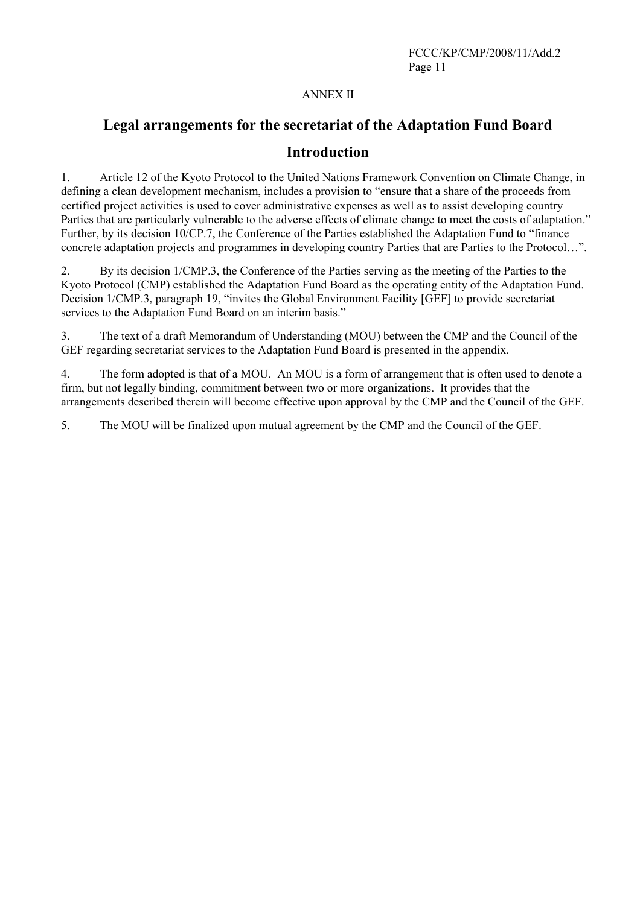ANNEX II

# Legal arrangements for the secretariat of the Adaptation Fund Board

## Introduction

1. Article 12 of the Kyoto Protocol to the United Nations Framework Convention on Climate Change, in defining a clean development mechanism, includes a provision to "ensure that a share of the proceeds from certified project activities is used to cover administrative expenses as well as to assist developing country Parties that are particularly vulnerable to the adverse effects of climate change to meet the costs of adaptation." Further, by its decision 10/CP.7, the Conference of the Parties established the Adaptation Fund to "finance concrete adaptation projects and programmes in developing country Parties that are Parties to the Protocol…".

2. By its decision 1/CMP.3, the Conference of the Parties serving as the meeting of the Parties to the Kyoto Protocol (CMP) established the Adaptation Fund Board as the operating entity of the Adaptation Fund. Decision 1/CMP.3, paragraph 19, "invites the Global Environment Facility [GEF] to provide secretariat services to the Adaptation Fund Board on an interim basis."

3. The text of a draft Memorandum of Understanding (MOU) between the CMP and the Council of the GEF regarding secretariat services to the Adaptation Fund Board is presented in the appendix.

4. The form adopted is that of a MOU. An MOU is a form of arrangement that is often used to denote a firm, but not legally binding, commitment between two or more organizations. It provides that the arrangements described therein will become effective upon approval by the CMP and the Council of the GEF.

5. The MOU will be finalized upon mutual agreement by the CMP and the Council of the GEF.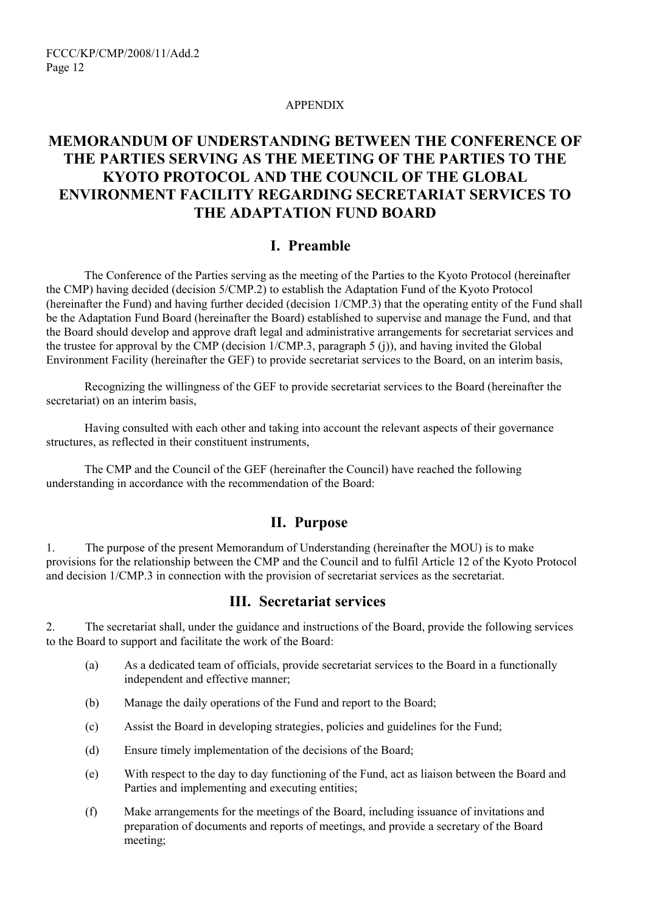APPENDIX

# MEMORANDUM OF UNDERSTANDING BETWEEN THE CONFERENCE OF THE PARTIES SERVING AS THE MEETING OF THE PARTIES TO THE KYOTO PROTOCOL AND THE COUNCIL OF THE GLOBAL ENVIRONMENT FACILITY REGARDING SECRETARIAT SERVICES TO THE ADAPTATION FUND BOARD

## I. Preamble

The Conference of the Parties serving as the meeting of the Parties to the Kyoto Protocol (hereinafter the CMP) having decided (decision 5/CMP.2) to establish the Adaptation Fund of the Kyoto Protocol (hereinafter the Fund) and having further decided (decision 1/CMP.3) that the operating entity of the Fund shall be the Adaptation Fund Board (hereinafter the Board) established to supervise and manage the Fund, and that the Board should develop and approve draft legal and administrative arrangements for secretariat services and the trustee for approval by the CMP (decision 1/CMP.3, paragraph 5 (j)), and having invited the Global Environment Facility (hereinafter the GEF) to provide secretariat services to the Board, on an interim basis,

Recognizing the willingness of the GEF to provide secretariat services to the Board (hereinafter the secretariat) on an interim basis,

Having consulted with each other and taking into account the relevant aspects of their governance structures, as reflected in their constituent instruments,

The CMP and the Council of the GEF (hereinafter the Council) have reached the following understanding in accordance with the recommendation of the Board:

## II. Purpose

1. The purpose of the present Memorandum of Understanding (hereinafter the MOU) is to make provisions for the relationship between the CMP and the Council and to fulfil Article 12 of the Kyoto Protocol and decision 1/CMP.3 in connection with the provision of secretariat services as the secretariat.

## III. Secretariat services

2. The secretariat shall, under the guidance and instructions of the Board, provide the following services to the Board to support and facilitate the work of the Board:

(a) As a dedicated team of officials, provide secretariat services to the Board in a functionally independent and effective manner;

(b) Manage the daily operations of the Fund and report to the Board;

(c) Assist the Board in developing strategies, policies and guidelines for the Fund;

(d) Ensure timely implementation of the decisions of the Board;

(e) With respect to the day to day functioning of the Fund, act as liaison between the Board and Parties and implementing and executing entities;

(f) Make arrangements for the meetings of the Board, including issuance of invitations and preparation of documents and reports of meetings, and provide a secretary of the Board meeting;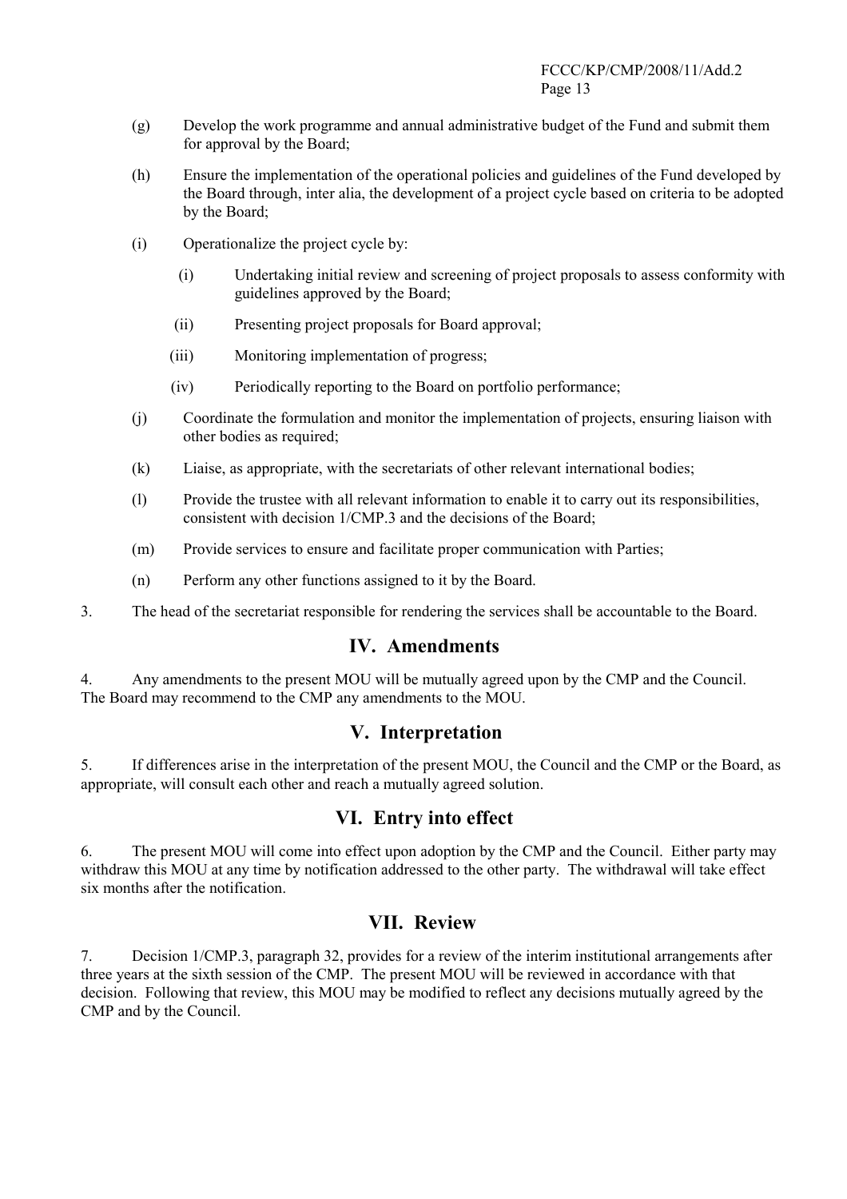(g) Develop the work programme and annual administrative budget of the Fund and submit them for approval by the Board;

(h) Ensure the implementation of the operational policies and guidelines of the Fund developed by the Board through, inter alia, the development of a project cycle based on criteria to be adopted by the Board;

(i) Operationalize the project cycle by:

   (i) Undertaking initial review and screening of project proposals to assess conformity with guidelines approved by the Board;

   (ii) Presenting project proposals for Board approval;

   (iii) Monitoring implementation of progress;

   (iv) Periodically reporting to the Board on portfolio performance;

(j) Coordinate the formulation and monitor the implementation of projects, ensuring liaison with other bodies as required;

(k) Liaise, as appropriate, with the secretariats of other relevant international bodies;

(l) Provide the trustee with all relevant information to enable it to carry out its responsibilities, consistent with decision 1/CMP.3 and the decisions of the Board;

(m) Provide services to ensure and facilitate proper communication with Parties;

(n) Perform any other functions assigned to it by the Board.

3. The head of the secretariat responsible for rendering the services shall be accountable to the Board.

## IV. Amendments

4. Any amendments to the present MOU will be mutually agreed upon by the CMP and the Council. The Board may recommend to the CMP any amendments to the MOU.

## V. Interpretation

5. If differences arise in the interpretation of the present MOU, the Council and the CMP or the Board, as appropriate, will consult each other and reach a mutually agreed solution.

## VI. Entry into effect

6. The present MOU will come into effect upon adoption by the CMP and the Council. Either party may withdraw this MOU at any time by notification addressed to the other party. The withdrawal will take effect six months after the notification.

## VII. Review

7. Decision 1/CMP.3, paragraph 32, provides for a review of the interim institutional arrangements after three years at the sixth session of the CMP. The present MOU will be reviewed in accordance with that decision. Following that review, this MOU may be modified to reflect any decisions mutually agreed by the CMP and by the Council.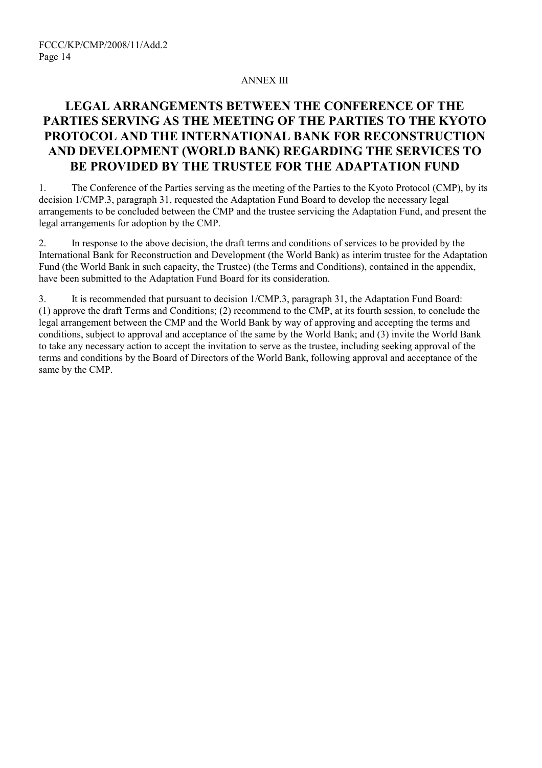ANNEX III

# LEGAL ARRANGEMENTS BETWEEN THE CONFERENCE OF THE PARTIES SERVING AS THE MEETING OF THE PARTIES TO THE KYOTO PROTOCOL AND THE INTERNATIONAL BANK FOR RECONSTRUCTION AND DEVELOPMENT (WORLD BANK) REGARDING THE SERVICES TO BE PROVIDED BY THE TRUSTEE FOR THE ADAPTATION FUND

1. The Conference of the Parties serving as the meeting of the Parties to the Kyoto Protocol (CMP), by its decision 1/CMP.3, paragraph 31, requested the Adaptation Fund Board to develop the necessary legal arrangements to be concluded between the CMP and the trustee servicing the Adaptation Fund, and present the legal arrangements for adoption by the CMP.

2. In response to the above decision, the draft terms and conditions of services to be provided by the International Bank for Reconstruction and Development (the World Bank) as interim trustee for the Adaptation Fund (the World Bank in such capacity, the Trustee) (the Terms and Conditions), contained in the appendix, have been submitted to the Adaptation Fund Board for its consideration.

3. It is recommended that pursuant to decision 1/CMP.3, paragraph 31, the Adaptation Fund Board: (1) approve the draft Terms and Conditions; (2) recommend to the CMP, at its fourth session, to conclude the legal arrangement between the CMP and the World Bank by way of approving and accepting the terms and conditions, subject to approval and acceptance of the same by the World Bank; and (3) invite the World Bank to take any necessary action to accept the invitation to serve as the trustee, including seeking approval of the terms and conditions by the Board of Directors of the World Bank, following approval and acceptance of the same by the CMP.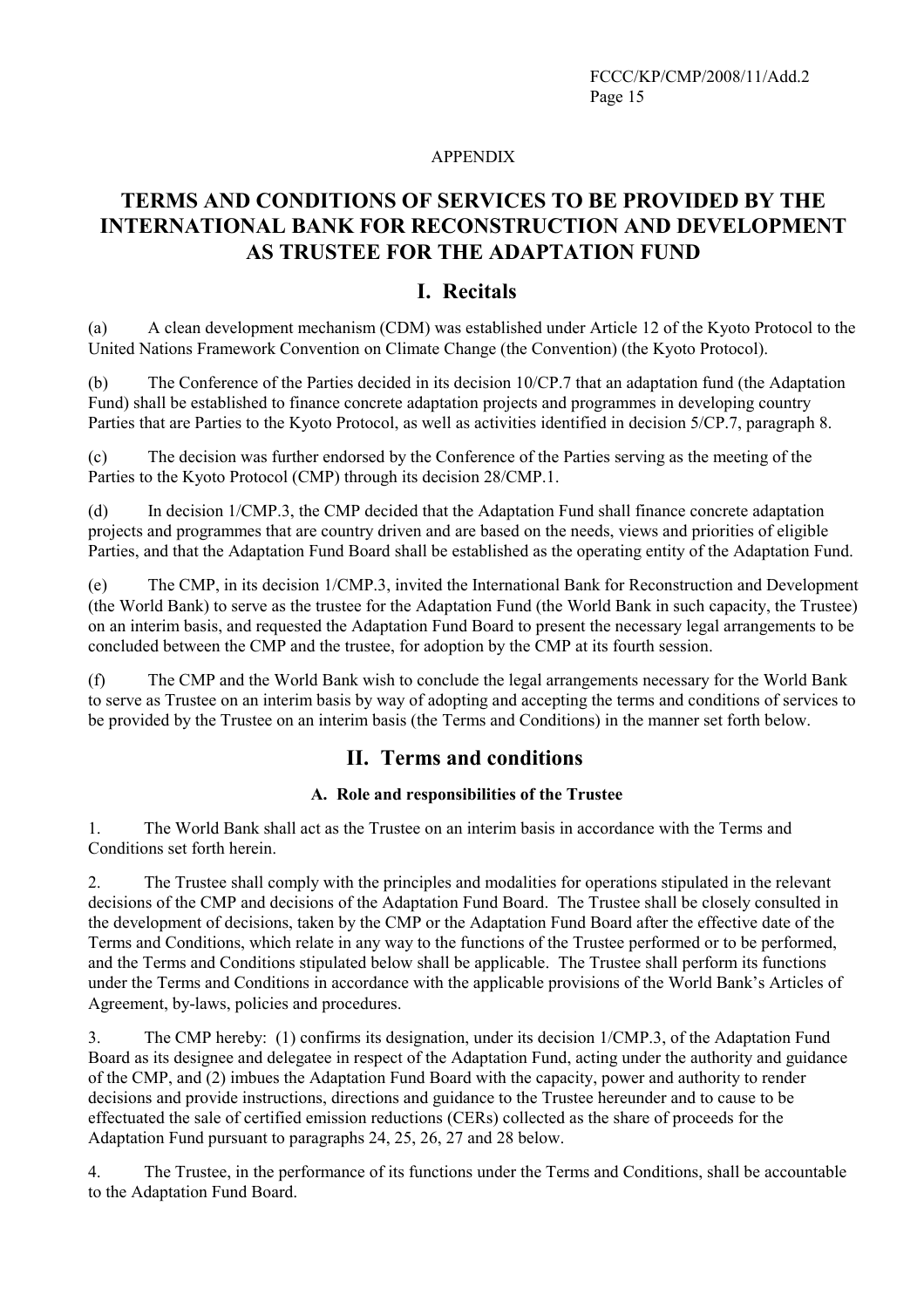APPENDIX

# TERMS AND CONDITIONS OF SERVICES TO BE PROVIDED BY THE INTERNATIONAL BANK FOR RECONSTRUCTION AND DEVELOPMENT AS TRUSTEE FOR THE ADAPTATION FUND

## I. Recitals

(a) A clean development mechanism (CDM) was established under Article 12 of the Kyoto Protocol to the United Nations Framework Convention on Climate Change (the Convention) (the Kyoto Protocol).

(b) The Conference of the Parties decided in its decision 10/CP.7 that an adaptation fund (the Adaptation Fund) shall be established to finance concrete adaptation projects and programmes in developing country Parties that are Parties to the Kyoto Protocol, as well as activities identified in decision 5/CP.7, paragraph 8.

(c) The decision was further endorsed by the Conference of the Parties serving as the meeting of the Parties to the Kyoto Protocol (CMP) through its decision 28/CMP.1.

(d) In decision 1/CMP.3, the CMP decided that the Adaptation Fund shall finance concrete adaptation projects and programmes that are country driven and are based on the needs, views and priorities of eligible Parties, and that the Adaptation Fund Board shall be established as the operating entity of the Adaptation Fund.

(e) The CMP, in its decision 1/CMP.3, invited the International Bank for Reconstruction and Development (the World Bank) to serve as the trustee for the Adaptation Fund (the World Bank in such capacity, the Trustee) on an interim basis, and requested the Adaptation Fund Board to present the necessary legal arrangements to be concluded between the CMP and the trustee, for adoption by the CMP at its fourth session.

(f) The CMP and the World Bank wish to conclude the legal arrangements necessary for the World Bank to serve as Trustee on an interim basis by way of adopting and accepting the terms and conditions of services to be provided by the Trustee on an interim basis (the Terms and Conditions) in the manner set forth below.

## II. Terms and conditions

### A. Role and responsibilities of the Trustee

1. The World Bank shall act as the Trustee on an interim basis in accordance with the Terms and Conditions set forth herein.

2. The Trustee shall comply with the principles and modalities for operations stipulated in the relevant decisions of the CMP and decisions of the Adaptation Fund Board. The Trustee shall be closely consulted in the development of decisions, taken by the CMP or the Adaptation Fund Board after the effective date of the Terms and Conditions, which relate in any way to the functions of the Trustee performed or to be performed, and the Terms and Conditions stipulated below shall be applicable. The Trustee shall perform its functions under the Terms and Conditions in accordance with the applicable provisions of the World Bank's Articles of Agreement, by-laws, policies and procedures.

3. The CMP hereby: (1) confirms its designation, under its decision 1/CMP.3, of the Adaptation Fund Board as its designee and delegatee in respect of the Adaptation Fund, acting under the authority and guidance of the CMP, and (2) imbues the Adaptation Fund Board with the capacity, power and authority to render decisions and provide instructions, directions and guidance to the Trustee hereunder and to cause to be effectuated the sale of certified emission reductions (CERs) collected as the share of proceeds for the Adaptation Fund pursuant to paragraphs 24, 25, 26, 27 and 28 below.

4. The Trustee, in the performance of its functions under the Terms and Conditions, shall be accountable to the Adaptation Fund Board.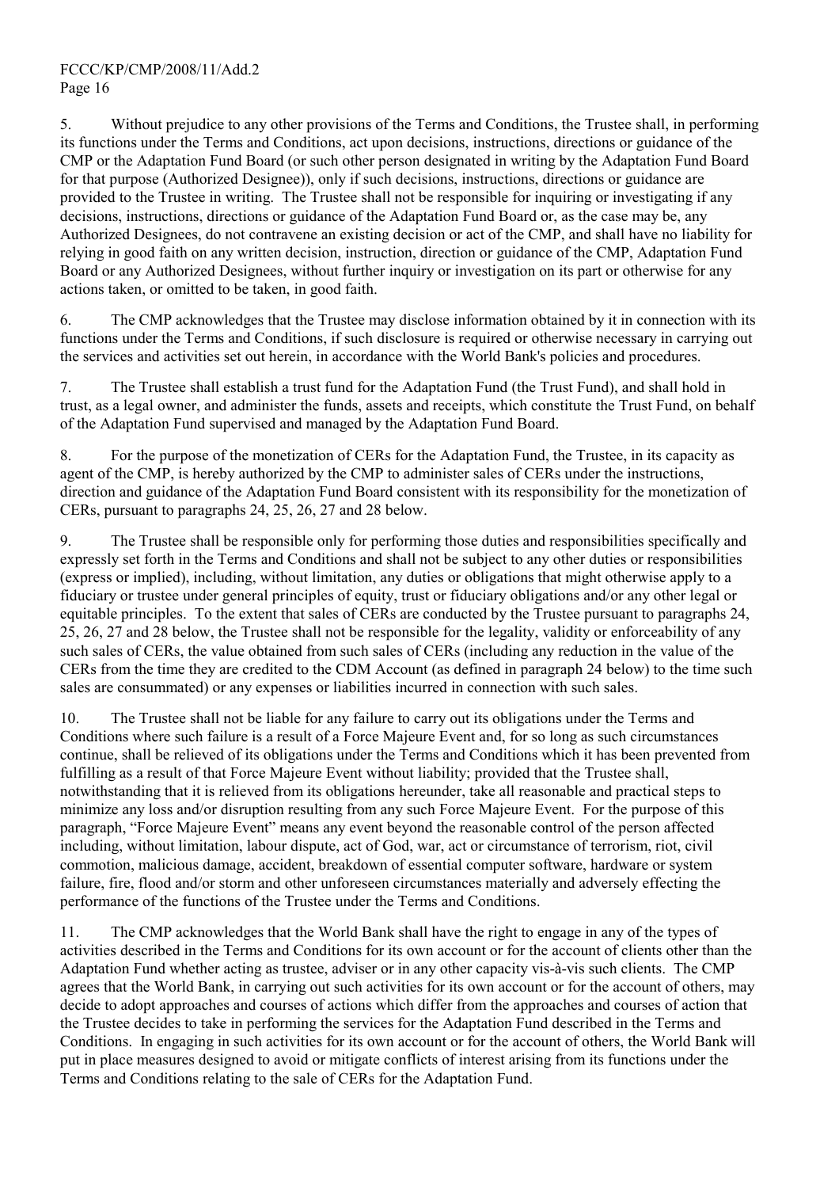5. Without prejudice to any other provisions of the Terms and Conditions, the Trustee shall, in performing its functions under the Terms and Conditions, act upon decisions, instructions, directions or guidance of the CMP or the Adaptation Fund Board (or such other person designated in writing by the Adaptation Fund Board for that purpose (Authorized Designee)), only if such decisions, instructions, directions or guidance are provided to the Trustee in writing. The Trustee shall not be responsible for inquiring or investigating if any decisions, instructions, directions or guidance of the Adaptation Fund Board or, as the case may be, any Authorized Designees, do not contravene an existing decision or act of the CMP, and shall have no liability for relying in good faith on any written decision, instruction, direction or guidance of the CMP, Adaptation Fund Board or any Authorized Designees, without further inquiry or investigation on its part or otherwise for any actions taken, or omitted to be taken, in good faith.

6. The CMP acknowledges that the Trustee may disclose information obtained by it in connection with its functions under the Terms and Conditions, if such disclosure is required or otherwise necessary in carrying out the services and activities set out herein, in accordance with the World Bank's policies and procedures.

7. The Trustee shall establish a trust fund for the Adaptation Fund (the Trust Fund), and shall hold in trust, as a legal owner, and administer the funds, assets and receipts, which constitute the Trust Fund, on behalf of the Adaptation Fund supervised and managed by the Adaptation Fund Board.

8. For the purpose of the monetization of CERs for the Adaptation Fund, the Trustee, in its capacity as agent of the CMP, is hereby authorized by the CMP to administer sales of CERs under the instructions, direction and guidance of the Adaptation Fund Board consistent with its responsibility for the monetization of CERs, pursuant to paragraphs 24, 25, 26, 27 and 28 below.

9. The Trustee shall be responsible only for performing those duties and responsibilities specifically and expressly set forth in the Terms and Conditions and shall not be subject to any other duties or responsibilities (express or implied), including, without limitation, any duties or obligations that might otherwise apply to a fiduciary or trustee under general principles of equity, trust or fiduciary obligations and/or any other legal or equitable principles. To the extent that sales of CERs are conducted by the Trustee pursuant to paragraphs 24, 25, 26, 27 and 28 below, the Trustee shall not be responsible for the legality, validity or enforceability of any such sales of CERs, the value obtained from such sales of CERs (including any reduction in the value of the CERs from the time they are credited to the CDM Account (as defined in paragraph 24 below) to the time such sales are consummated) or any expenses or liabilities incurred in connection with such sales.

10. The Trustee shall not be liable for any failure to carry out its obligations under the Terms and Conditions where such failure is a result of a Force Majeure Event and, for so long as such circumstances continue, shall be relieved of its obligations under the Terms and Conditions which it has been prevented from fulfilling as a result of that Force Majeure Event without liability; provided that the Trustee shall, notwithstanding that it is relieved from its obligations hereunder, take all reasonable and practical steps to minimize any loss and/or disruption resulting from any such Force Majeure Event. For the purpose of this paragraph, "Force Majeure Event" means any event beyond the reasonable control of the person affected including, without limitation, labour dispute, act of God, war, act or circumstance of terrorism, riot, civil commotion, malicious damage, accident, breakdown of essential computer software, hardware or system failure, fire, flood and/or storm and other unforeseen circumstances materially and adversely effecting the performance of the functions of the Trustee under the Terms and Conditions.

11. The CMP acknowledges that the World Bank shall have the right to engage in any of the types of activities described in the Terms and Conditions for its own account or for the account of clients other than the Adaptation Fund whether acting as trustee, adviser or in any other capacity vis-à-vis such clients. The CMP agrees that the World Bank, in carrying out such activities for its own account or for the account of others, may decide to adopt approaches and courses of actions which differ from the approaches and courses of action that the Trustee decides to take in performing the services for the Adaptation Fund described in the Terms and Conditions. In engaging in such activities for its own account or for the account of others, the World Bank will put in place measures designed to avoid or mitigate conflicts of interest arising from its functions under the Terms and Conditions relating to the sale of CERs for the Adaptation Fund.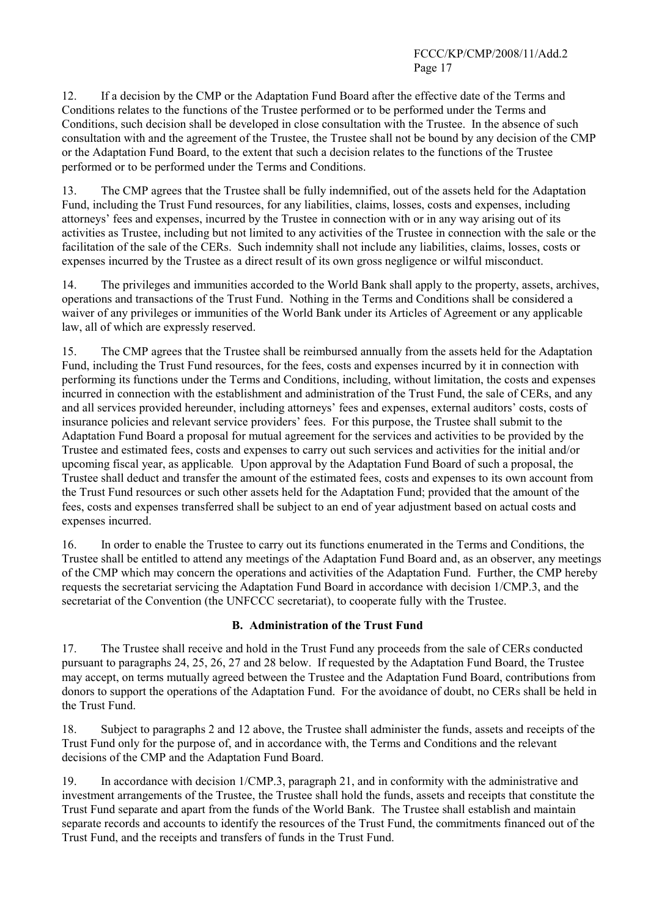12. If a decision by the CMP or the Adaptation Fund Board after the effective date of the Terms and Conditions relates to the functions of the Trustee performed or to be performed under the Terms and Conditions, such decision shall be developed in close consultation with the Trustee. In the absence of such consultation with and the agreement of the Trustee, the Trustee shall not be bound by any decision of the CMP or the Adaptation Fund Board, to the extent that such a decision relates to the functions of the Trustee performed or to be performed under the Terms and Conditions.

13. The CMP agrees that the Trustee shall be fully indemnified, out of the assets held for the Adaptation Fund, including the Trust Fund resources, for any liabilities, claims, losses, costs and expenses, including attorneys' fees and expenses, incurred by the Trustee in connection with or in any way arising out of its activities as Trustee, including but not limited to any activities of the Trustee in connection with the sale or the facilitation of the sale of the CERs. Such indemnity shall not include any liabilities, claims, losses, costs or expenses incurred by the Trustee as a direct result of its own gross negligence or wilful misconduct.

14. The privileges and immunities accorded to the World Bank shall apply to the property, assets, archives, operations and transactions of the Trust Fund. Nothing in the Terms and Conditions shall be considered a waiver of any privileges or immunities of the World Bank under its Articles of Agreement or any applicable law, all of which are expressly reserved.

15. The CMP agrees that the Trustee shall be reimbursed annually from the assets held for the Adaptation Fund, including the Trust Fund resources, for the fees, costs and expenses incurred by it in connection with performing its functions under the Terms and Conditions, including, without limitation, the costs and expenses incurred in connection with the establishment and administration of the Trust Fund, the sale of CERs, and any and all services provided hereunder, including attorneys' fees and expenses, external auditors' costs, costs of insurance policies and relevant service providers' fees. For this purpose, the Trustee shall submit to the Adaptation Fund Board a proposal for mutual agreement for the services and activities to be provided by the Trustee and estimated fees, costs and expenses to carry out such services and activities for the initial and/or upcoming fiscal year, as applicable. Upon approval by the Adaptation Fund Board of such a proposal, the Trustee shall deduct and transfer the amount of the estimated fees, costs and expenses to its own account from the Trust Fund resources or such other assets held for the Adaptation Fund; provided that the amount of the fees, costs and expenses transferred shall be subject to an end of year adjustment based on actual costs and expenses incurred.

16. In order to enable the Trustee to carry out its functions enumerated in the Terms and Conditions, the Trustee shall be entitled to attend any meetings of the Adaptation Fund Board and, as an observer, any meetings of the CMP which may concern the operations and activities of the Adaptation Fund. Further, the CMP hereby requests the secretariat servicing the Adaptation Fund Board in accordance with decision 1/CMP.3, and the secretariat of the Convention (the UNFCCC secretariat), to cooperate fully with the Trustee.

### B. Administration of the Trust Fund

17. The Trustee shall receive and hold in the Trust Fund any proceeds from the sale of CERs conducted pursuant to paragraphs 24, 25, 26, 27 and 28 below. If requested by the Adaptation Fund Board, the Trustee may accept, on terms mutually agreed between the Trustee and the Adaptation Fund Board, contributions from donors to support the operations of the Adaptation Fund. For the avoidance of doubt, no CERs shall be held in the Trust Fund.

18. Subject to paragraphs 2 and 12 above, the Trustee shall administer the funds, assets and receipts of the Trust Fund only for the purpose of, and in accordance with, the Terms and Conditions and the relevant decisions of the CMP and the Adaptation Fund Board.

19. In accordance with decision 1/CMP.3, paragraph 21, and in conformity with the administrative and investment arrangements of the Trustee, the Trustee shall hold the funds, assets and receipts that constitute the Trust Fund separate and apart from the funds of the World Bank. The Trustee shall establish and maintain separate records and accounts to identify the resources of the Trust Fund, the commitments financed out of the Trust Fund, and the receipts and transfers of funds in the Trust Fund.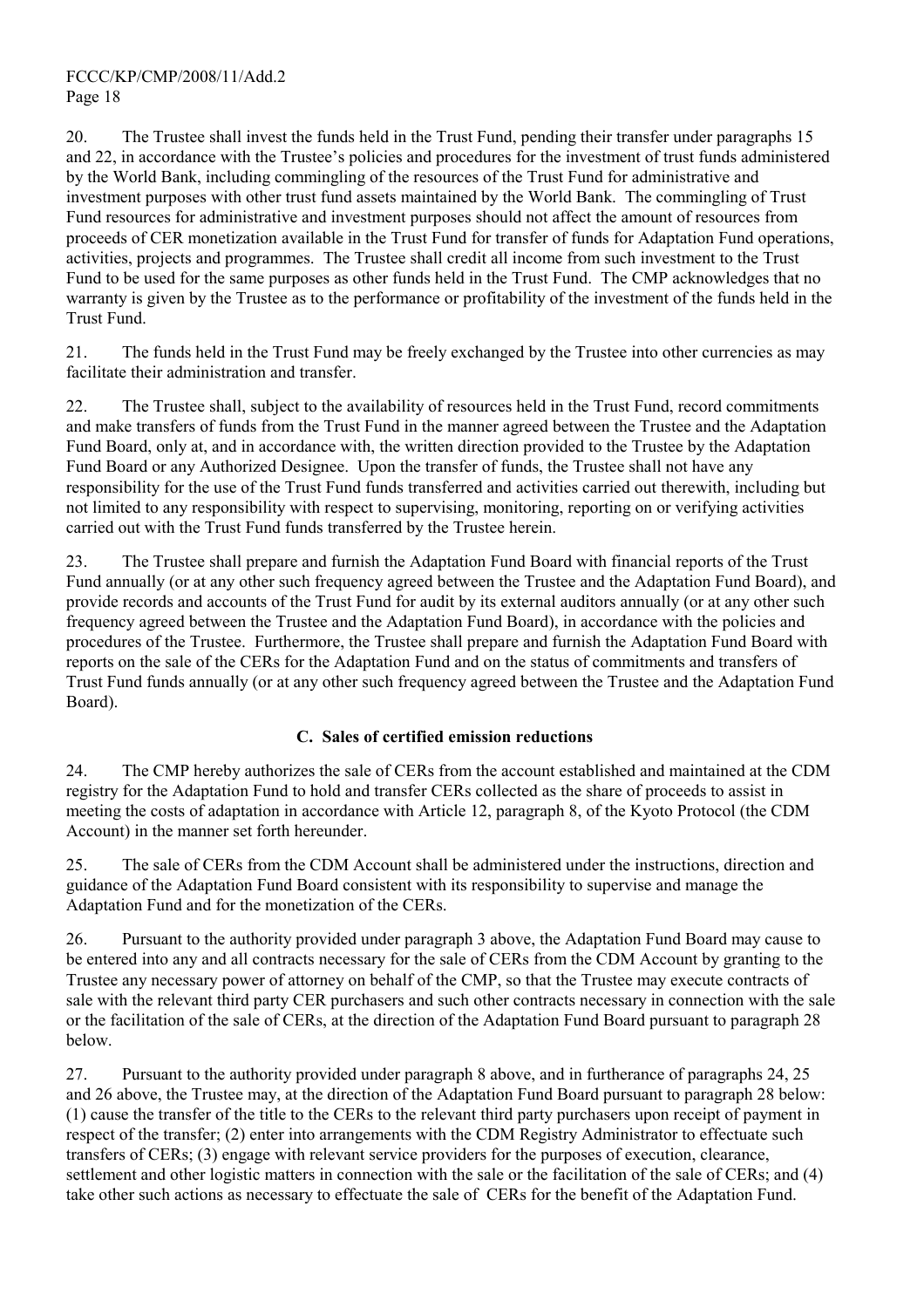20. The Trustee shall invest the funds held in the Trust Fund, pending their transfer under paragraphs 15 and 22, in accordance with the Trustee's policies and procedures for the investment of trust funds administered by the World Bank, including commingling of the resources of the Trust Fund for administrative and investment purposes with other trust fund assets maintained by the World Bank. The commingling of Trust Fund resources for administrative and investment purposes should not affect the amount of resources from proceeds of CER monetization available in the Trust Fund for transfer of funds for Adaptation Fund operations, activities, projects and programmes. The Trustee shall credit all income from such investment to the Trust Fund to be used for the same purposes as other funds held in the Trust Fund. The CMP acknowledges that no warranty is given by the Trustee as to the performance or profitability of the investment of the funds held in the Trust Fund.

21. The funds held in the Trust Fund may be freely exchanged by the Trustee into other currencies as may facilitate their administration and transfer.

22. The Trustee shall, subject to the availability of resources held in the Trust Fund, record commitments and make transfers of funds from the Trust Fund in the manner agreed between the Trustee and the Adaptation Fund Board, only at, and in accordance with, the written direction provided to the Trustee by the Adaptation Fund Board or any Authorized Designee. Upon the transfer of funds, the Trustee shall not have any responsibility for the use of the Trust Fund funds transferred and activities carried out therewith, including but not limited to any responsibility with respect to supervising, monitoring, reporting on or verifying activities carried out with the Trust Fund funds transferred by the Trustee herein.

23. The Trustee shall prepare and furnish the Adaptation Fund Board with financial reports of the Trust Fund annually (or at any other such frequency agreed between the Trustee and the Adaptation Fund Board), and provide records and accounts of the Trust Fund for audit by its external auditors annually (or at any other such frequency agreed between the Trustee and the Adaptation Fund Board), in accordance with the policies and procedures of the Trustee. Furthermore, the Trustee shall prepare and furnish the Adaptation Fund Board with reports on the sale of the CERs for the Adaptation Fund and on the status of commitments and transfers of Trust Fund funds annually (or at any other such frequency agreed between the Trustee and the Adaptation Fund Board).

### C. Sales of certified emission reductions

24. The CMP hereby authorizes the sale of CERs from the account established and maintained at the CDM registry for the Adaptation Fund to hold and transfer CERs collected as the share of proceeds to assist in meeting the costs of adaptation in accordance with Article 12, paragraph 8, of the Kyoto Protocol (the CDM Account) in the manner set forth hereunder.

25. The sale of CERs from the CDM Account shall be administered under the instructions, direction and guidance of the Adaptation Fund Board consistent with its responsibility to supervise and manage the Adaptation Fund and for the monetization of the CERs.

26. Pursuant to the authority provided under paragraph 3 above, the Adaptation Fund Board may cause to be entered into any and all contracts necessary for the sale of CERs from the CDM Account by granting to the Trustee any necessary power of attorney on behalf of the CMP, so that the Trustee may execute contracts of sale with the relevant third party CER purchasers and such other contracts necessary in connection with the sale or the facilitation of the sale of CERs, at the direction of the Adaptation Fund Board pursuant to paragraph 28 below.

27. Pursuant to the authority provided under paragraph 8 above, and in furtherance of paragraphs 24, 25 and 26 above, the Trustee may, at the direction of the Adaptation Fund Board pursuant to paragraph 28 below: (1) cause the transfer of the title to the CERs to the relevant third party purchasers upon receipt of payment in respect of the transfer; (2) enter into arrangements with the CDM Registry Administrator to effectuate such transfers of CERs; (3) engage with relevant service providers for the purposes of execution, clearance, settlement and other logistic matters in connection with the sale or the facilitation of the sale of CERs; and (4) take other such actions as necessary to effectuate the sale of CERs for the benefit of the Adaptation Fund.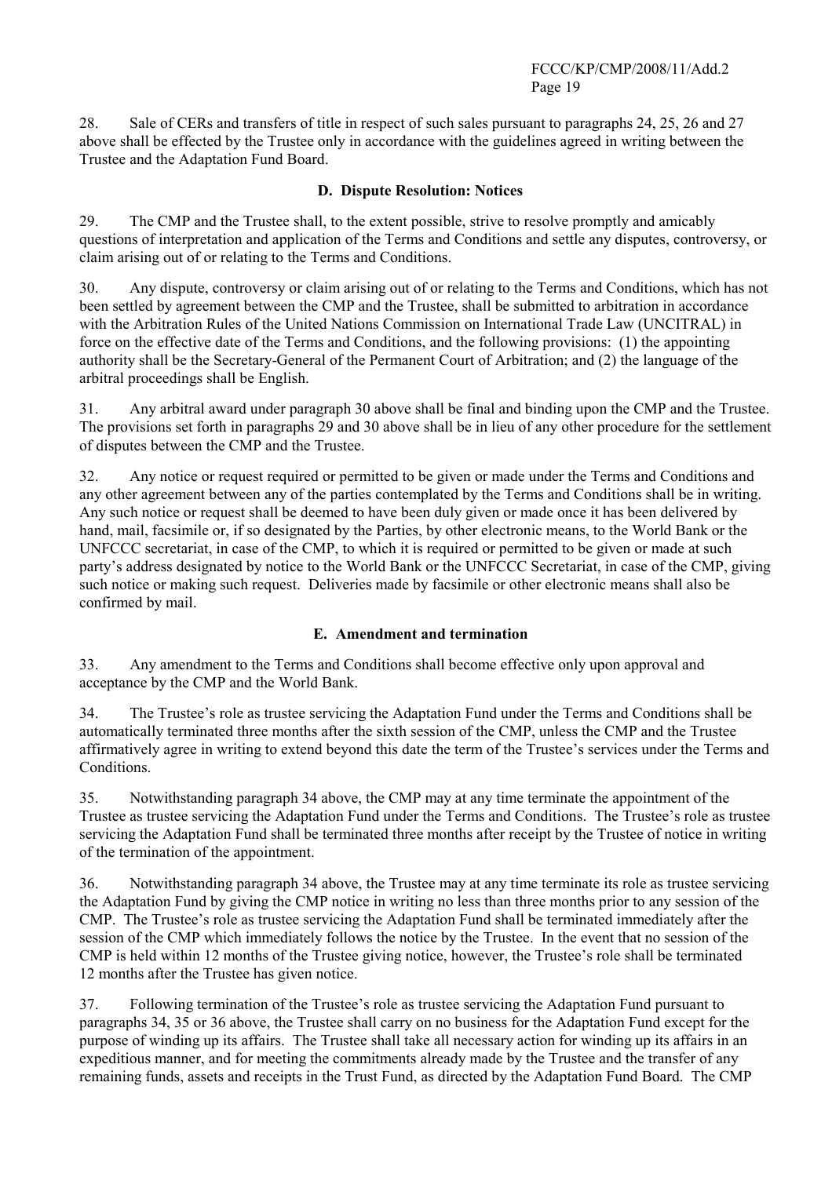28. Sale of CERs and transfers of title in respect of such sales pursuant to paragraphs 24, 25, 26 and 27 above shall be effected by the Trustee only in accordance with the guidelines agreed in writing between the Trustee and the Adaptation Fund Board.

### D. Dispute Resolution: Notices

29. The CMP and the Trustee shall, to the extent possible, strive to resolve promptly and amicably questions of interpretation and application of the Terms and Conditions and settle any disputes, controversy, or claim arising out of or relating to the Terms and Conditions.

30. Any dispute, controversy or claim arising out of or relating to the Terms and Conditions, which has not been settled by agreement between the CMP and the Trustee, shall be submitted to arbitration in accordance with the Arbitration Rules of the United Nations Commission on International Trade Law (UNCITRAL) in force on the effective date of the Terms and Conditions, and the following provisions: (1) the appointing authority shall be the Secretary-General of the Permanent Court of Arbitration; and (2) the language of the arbitral proceedings shall be English.

31. Any arbitral award under paragraph 30 above shall be final and binding upon the CMP and the Trustee. The provisions set forth in paragraphs 29 and 30 above shall be in lieu of any other procedure for the settlement of disputes between the CMP and the Trustee.

32. Any notice or request required or permitted to be given or made under the Terms and Conditions and any other agreement between any of the parties contemplated by the Terms and Conditions shall be in writing. Any such notice or request shall be deemed to have been duly given or made once it has been delivered by hand, mail, facsimile or, if so designated by the Parties, by other electronic means, to the World Bank or the UNFCCC secretariat, in case of the CMP, to which it is required or permitted to be given or made at such party's address designated by notice to the World Bank or the UNFCCC Secretariat, in case of the CMP, giving such notice or making such request. Deliveries made by facsimile or other electronic means shall also be confirmed by mail.

### E. Amendment and termination

33. Any amendment to the Terms and Conditions shall become effective only upon approval and acceptance by the CMP and the World Bank.

34. The Trustee's role as trustee servicing the Adaptation Fund under the Terms and Conditions shall be automatically terminated three months after the sixth session of the CMP, unless the CMP and the Trustee affirmatively agree in writing to extend beyond this date the term of the Trustee's services under the Terms and Conditions.

35. Notwithstanding paragraph 34 above, the CMP may at any time terminate the appointment of the Trustee as trustee servicing the Adaptation Fund under the Terms and Conditions. The Trustee's role as trustee servicing the Adaptation Fund shall be terminated three months after receipt by the Trustee of notice in writing of the termination of the appointment.

36. Notwithstanding paragraph 34 above, the Trustee may at any time terminate its role as trustee servicing the Adaptation Fund by giving the CMP notice in writing no less than three months prior to any session of the CMP. The Trustee's role as trustee servicing the Adaptation Fund shall be terminated immediately after the session of the CMP which immediately follows the notice by the Trustee. In the event that no session of the CMP is held within 12 months of the Trustee giving notice, however, the Trustee's role shall be terminated 12 months after the Trustee has given notice.

37. Following termination of the Trustee's role as trustee servicing the Adaptation Fund pursuant to paragraphs 34, 35 or 36 above, the Trustee shall carry on no business for the Adaptation Fund except for the purpose of winding up its affairs. The Trustee shall take all necessary action for winding up its affairs in an expeditious manner, and for meeting the commitments already made by the Trustee and the transfer of any remaining funds, assets and receipts in the Trust Fund, as directed by the Adaptation Fund Board. The CMP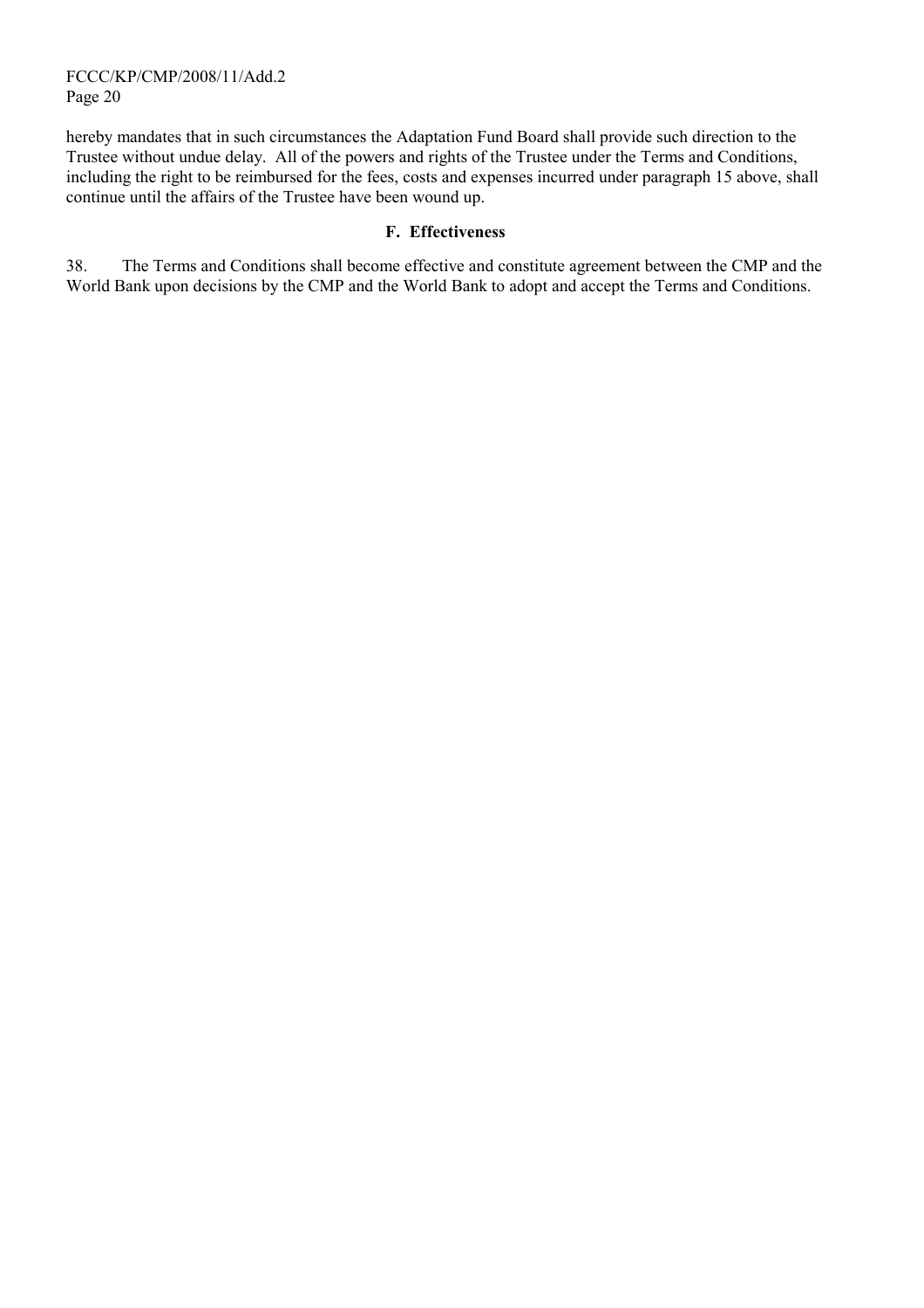hereby mandates that in such circumstances the Adaptation Fund Board shall provide such direction to the Trustee without undue delay. All of the powers and rights of the Trustee under the Terms and Conditions, including the right to be reimbursed for the fees, costs and expenses incurred under paragraph 15 above, shall continue until the affairs of the Trustee have been wound up.

### F. Effectiveness

38. The Terms and Conditions shall become effective and constitute agreement between the CMP and the World Bank upon decisions by the CMP and the World Bank to adopt and accept the Terms and Conditions.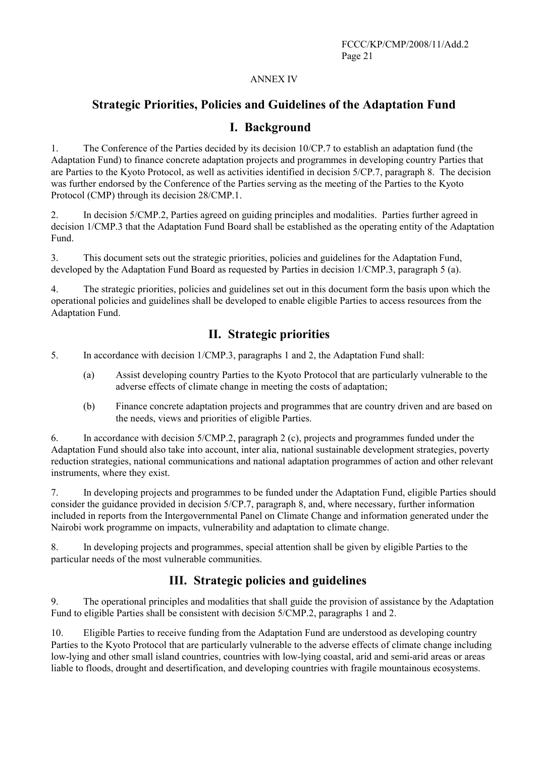ANNEX IV

# Strategic Priorities, Policies and Guidelines of the Adaptation Fund

## I. Background

1. The Conference of the Parties decided by its decision 10/CP.7 to establish an adaptation fund (the Adaptation Fund) to finance concrete adaptation projects and programmes in developing country Parties that are Parties to the Kyoto Protocol, as well as activities identified in decision 5/CP.7, paragraph 8. The decision was further endorsed by the Conference of the Parties serving as the meeting of the Parties to the Kyoto Protocol (CMP) through its decision 28/CMP.1.

2. In decision 5/CMP.2, Parties agreed on guiding principles and modalities. Parties further agreed in decision 1/CMP.3 that the Adaptation Fund Board shall be established as the operating entity of the Adaptation Fund.

3. This document sets out the strategic priorities, policies and guidelines for the Adaptation Fund, developed by the Adaptation Fund Board as requested by Parties in decision 1/CMP.3, paragraph 5 (a).

4. The strategic priorities, policies and guidelines set out in this document form the basis upon which the operational policies and guidelines shall be developed to enable eligible Parties to access resources from the Adaptation Fund.

## II. Strategic priorities

5. In accordance with decision 1/CMP.3, paragraphs 1 and 2, the Adaptation Fund shall:

   (a) Assist developing country Parties to the Kyoto Protocol that are particularly vulnerable to the adverse effects of climate change in meeting the costs of adaptation;

   (b) Finance concrete adaptation projects and programmes that are country driven and are based on the needs, views and priorities of eligible Parties.

6. In accordance with decision 5/CMP.2, paragraph 2 (c), projects and programmes funded under the Adaptation Fund should also take into account, inter alia, national sustainable development strategies, poverty reduction strategies, national communications and national adaptation programmes of action and other relevant instruments, where they exist.

7. In developing projects and programmes to be funded under the Adaptation Fund, eligible Parties should consider the guidance provided in decision 5/CP.7, paragraph 8, and, where necessary, further information included in reports from the Intergovernmental Panel on Climate Change and information generated under the Nairobi work programme on impacts, vulnerability and adaptation to climate change.

8. In developing projects and programmes, special attention shall be given by eligible Parties to the particular needs of the most vulnerable communities.

## III. Strategic policies and guidelines

9. The operational principles and modalities that shall guide the provision of assistance by the Adaptation Fund to eligible Parties shall be consistent with decision 5/CMP.2, paragraphs 1 and 2.

10. Eligible Parties to receive funding from the Adaptation Fund are understood as developing country Parties to the Kyoto Protocol that are particularly vulnerable to the adverse effects of climate change including low-lying and other small island countries, countries with low-lying coastal, arid and semi-arid areas or areas liable to floods, drought and desertification, and developing countries with fragile mountainous ecosystems.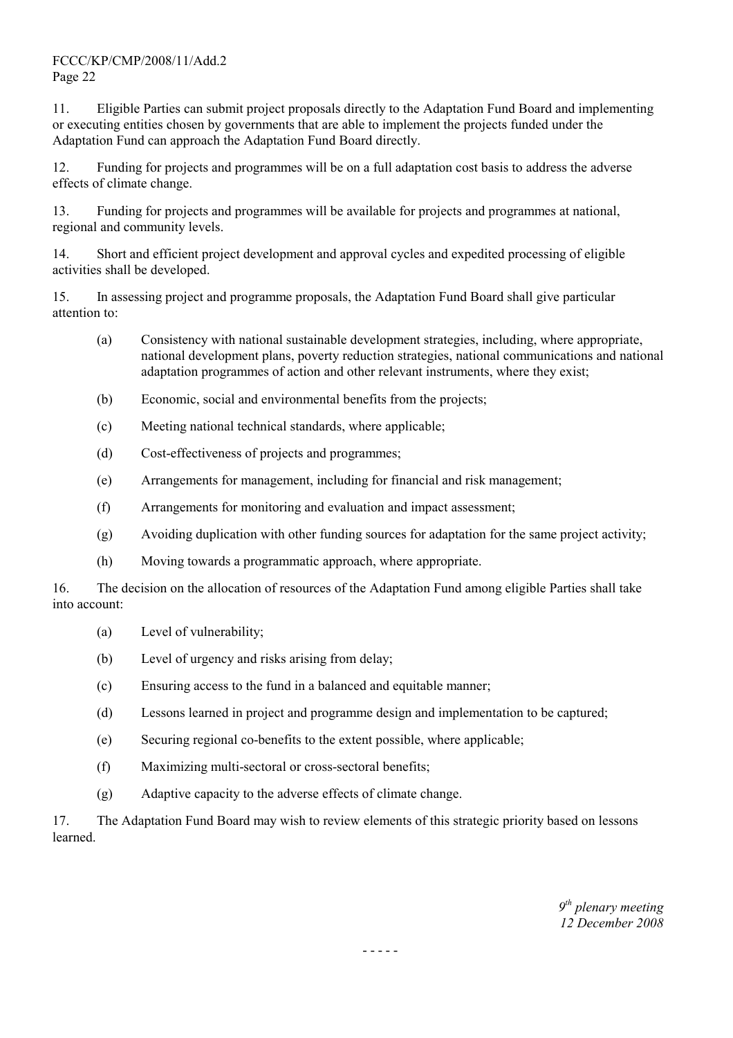11. Eligible Parties can submit project proposals directly to the Adaptation Fund Board and implementing or executing entities chosen by governments that are able to implement the projects funded under the Adaptation Fund can approach the Adaptation Fund Board directly.

12. Funding for projects and programmes will be on a full adaptation cost basis to address the adverse effects of climate change.

13. Funding for projects and programmes will be available for projects and programmes at national, regional and community levels.

14. Short and efficient project development and approval cycles and expedited processing of eligible activities shall be developed.

15. In assessing project and programme proposals, the Adaptation Fund Board shall give particular attention to:

(a) Consistency with national sustainable development strategies, including, where appropriate, national development plans, poverty reduction strategies, national communications and national adaptation programmes of action and other relevant instruments, where they exist;

(b) Economic, social and environmental benefits from the projects;

(c) Meeting national technical standards, where applicable;

(d) Cost-effectiveness of projects and programmes;

(e) Arrangements for management, including for financial and risk management;

(f) Arrangements for monitoring and evaluation and impact assessment;

(g) Avoiding duplication with other funding sources for adaptation for the same project activity;

(h) Moving towards a programmatic approach, where appropriate.

16. The decision on the allocation of resources of the Adaptation Fund among eligible Parties shall take into account:

(a) Level of vulnerability;

(b) Level of urgency and risks arising from delay;

(c) Ensuring access to the fund in a balanced and equitable manner;

(d) Lessons learned in project and programme design and implementation to be captured;

(e) Securing regional co-benefits to the extent possible, where applicable;

(f) Maximizing multi-sectoral or cross-sectoral benefits;

(g) Adaptive capacity to the adverse effects of climate change.

17. The Adaptation Fund Board may wish to review elements of this strategic priority based on lessons learned.

*9th plenary meeting*
*12 December 2008*

- - - - -